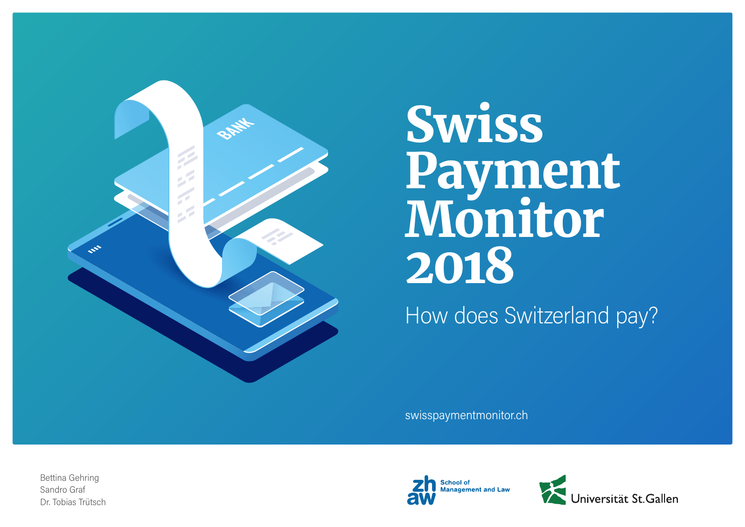# Swiss Payment Monitor 2018

How does Switzerland pay?

swisspaymentmonitor.ch

Bettina Gehring
Sandro Graf
Dr. Tobias Trütsch

zhaw School of Management and Law

Universität St.Gallen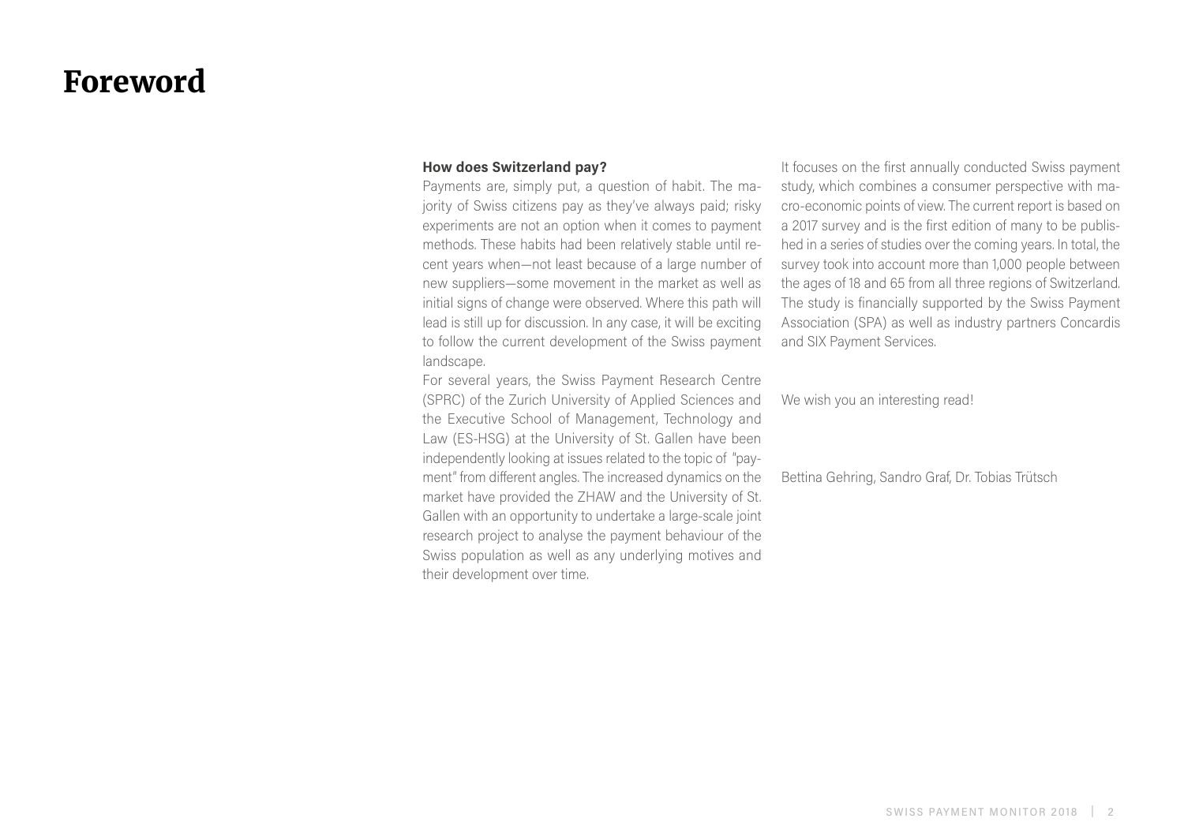# Foreword

**How does Switzerland pay?**

Payments are, simply put, a question of habit. The majority of Swiss citizens pay as they've always paid; risky experiments are not an option when it comes to payment methods. These habits had been relatively stable until recent years when—not least because of a large number of new suppliers—some movement in the market as well as initial signs of change were observed. Where this path will lead is still up for discussion. In any case, it will be exciting to follow the current development of the Swiss payment landscape.

For several years, the Swiss Payment Research Centre (SPRC) of the Zurich University of Applied Sciences and the Executive School of Management, Technology and Law (ES-HSG) at the University of St. Gallen have been independently looking at issues related to the topic of "payment" from different angles. The increased dynamics on the market have provided the ZHAW and the University of St. Gallen with an opportunity to undertake a large-scale joint research project to analyse the payment behaviour of the Swiss population as well as any underlying motives and their development over time.

It focuses on the first annually conducted Swiss payment study, which combines a consumer perspective with macro-economic points of view. The current report is based on a 2017 survey and is the first edition of many to be published in a series of studies over the coming years. In total, the survey took into account more than 1,000 people between the ages of 18 and 65 from all three regions of Switzerland. The study is financially supported by the Swiss Payment Association (SPA) as well as industry partners Concardis and SIX Payment Services.

We wish you an interesting read!

Bettina Gehring, Sandro Graf, Dr. Tobias Trütsch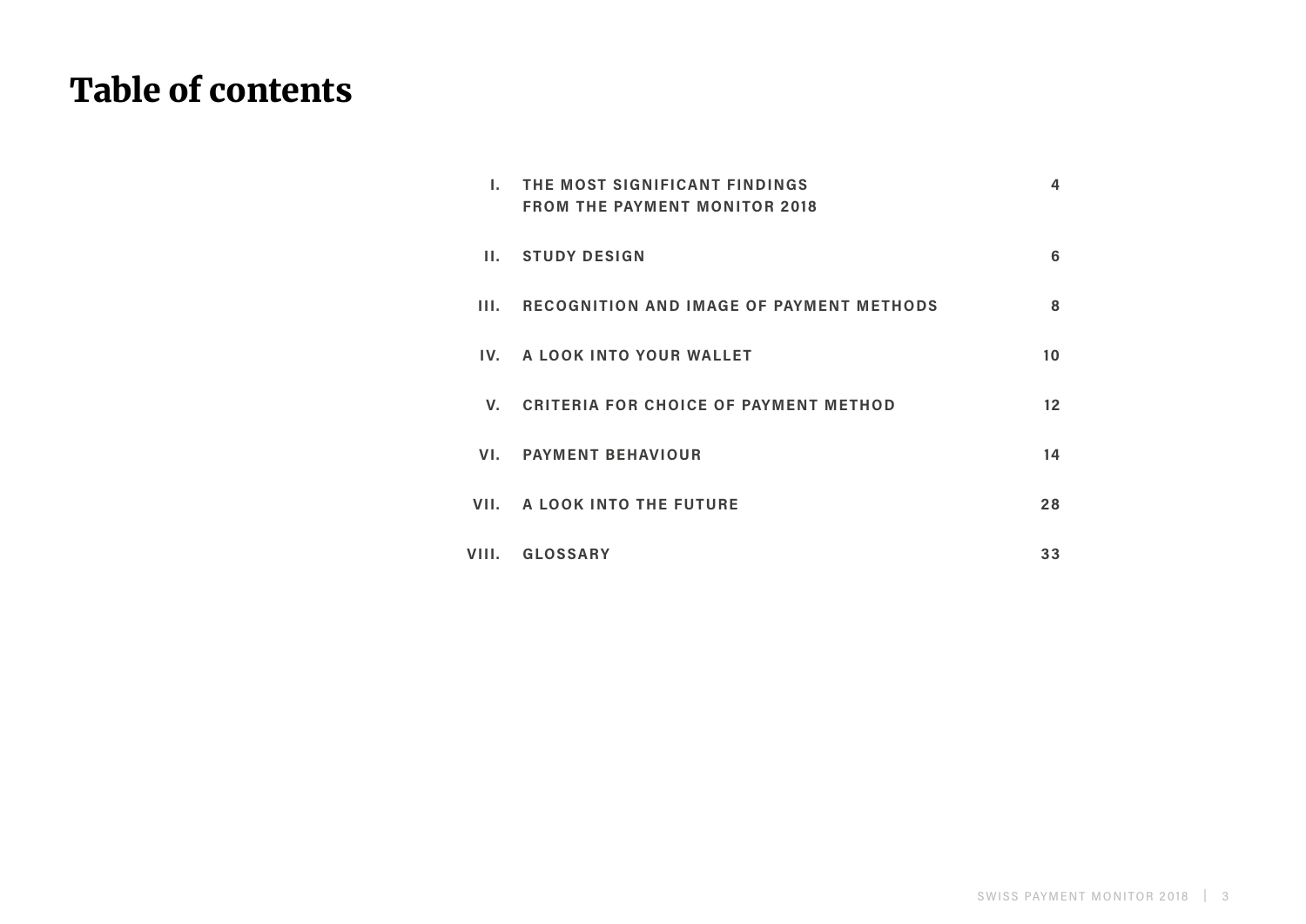# Table of contents

| | | |
|---|---|---|
| I. | THE MOST SIGNIFICANT FINDINGS FROM THE PAYMENT MONITOR 2018 | 4 |
| II. | STUDY DESIGN | 6 |
| III. | RECOGNITION AND IMAGE OF PAYMENT METHODS | 8 |
| IV. | A LOOK INTO YOUR WALLET | 10 |
| V. | CRITERIA FOR CHOICE OF PAYMENT METHOD | 12 |
| VI. | PAYMENT BEHAVIOUR | 14 |
| VII. | A LOOK INTO THE FUTURE | 28 |
| VIII. | GLOSSARY | 33 |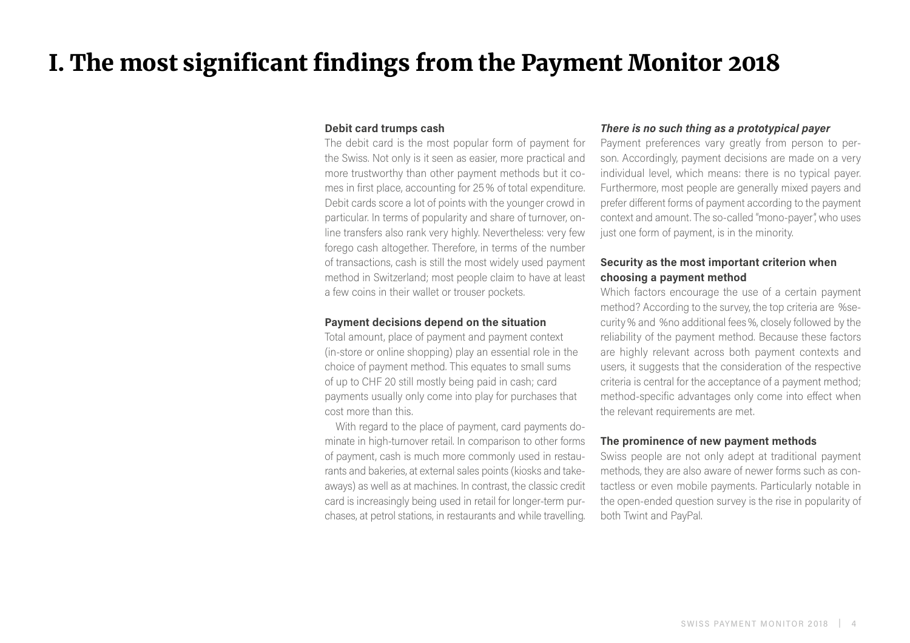# I. The most significant findings from the Payment Monitor 2018

**Debit card trumps cash**

The debit card is the most popular form of payment for the Swiss. Not only is it seen as easier, more practical and more trustworthy than other payment methods but it comes in first place, accounting for 25 % of total expenditure. Debit cards score a lot of points with the younger crowd in particular. In terms of popularity and share of turnover, online transfers also rank very highly. Nevertheless: very few forego cash altogether. Therefore, in terms of the number of transactions, cash is still the most widely used payment method in Switzerland; most people claim to have at least a few coins in their wallet or trouser pockets.

**Payment decisions depend on the situation**

Total amount, place of payment and payment context (in-store or online shopping) play an essential role in the choice of payment method. This equates to small sums of up to CHF 20 still mostly being paid in cash; card payments usually only come into play for purchases that cost more than this.

With regard to the place of payment, card payments dominate in high-turnover retail. In comparison to other forms of payment, cash is much more commonly used in restaurants and bakeries, at external sales points (kiosks and takeaways) as well as at machines. In contrast, the classic credit card is increasingly being used in retail for longer-term purchases, at petrol stations, in restaurants and while travelling.

***There is no such thing as a prototypical payer***

Payment preferences vary greatly from person to person. Accordingly, payment decisions are made on a very individual level, which means: there is no typical payer. Furthermore, most people are generally mixed payers and prefer different forms of payment according to the payment context and amount. The so-called "mono-payer", who uses just one form of payment, is in the minority.

**Security as the most important criterion when choosing a payment method**

Which factors encourage the use of a certain payment method? According to the survey, the top criteria are %security% and %no additional fees%, closely followed by the reliability of the payment method. Because these factors are highly relevant across both payment contexts and users, it suggests that the consideration of the respective criteria is central for the acceptance of a payment method; method-specific advantages only come into effect when the relevant requirements are met.

**The prominence of new payment methods**

Swiss people are not only adept at traditional payment methods, they are also aware of newer forms such as contactless or even mobile payments. Particularly notable in the open-ended question survey is the rise in popularity of both Twint and PayPal.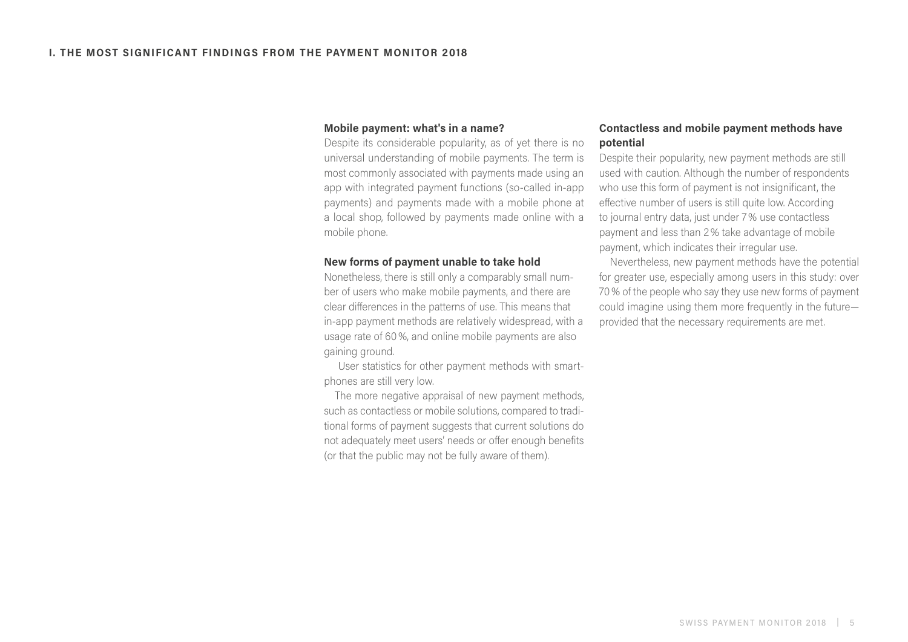# I. THE MOST SIGNIFICANT FINDINGS FROM THE PAYMENT MONITOR 2018

**Mobile payment: what's in a name?**

Despite its considerable popularity, as of yet there is no universal understanding of mobile payments. The term is most commonly associated with payments made using an app with integrated payment functions (so-called in-app payments) and payments made with a mobile phone at a local shop, followed by payments made online with a mobile phone.

**New forms of payment unable to take hold**

Nonetheless, there is still only a comparably small number of users who make mobile payments, and there are clear differences in the patterns of use. This means that in-app payment methods are relatively widespread, with a usage rate of 60 %, and online mobile payments are also gaining ground.

User statistics for other payment methods with smartphones are still very low.

The more negative appraisal of new payment methods, such as contactless or mobile solutions, compared to traditional forms of payment suggests that current solutions do not adequately meet users' needs or offer enough benefits (or that the public may not be fully aware of them).

**Contactless and mobile payment methods have potential**

Despite their popularity, new payment methods are still used with caution. Although the number of respondents who use this form of payment is not insignificant, the effective number of users is still quite low. According to journal entry data, just under 7 % use contactless payment and less than 2 % take advantage of mobile payment, which indicates their irregular use.

Nevertheless, new payment methods have the potential for greater use, especially among users in this study: over 70 % of the people who say they use new forms of payment could imagine using them more frequently in the future—provided that the necessary requirements are met.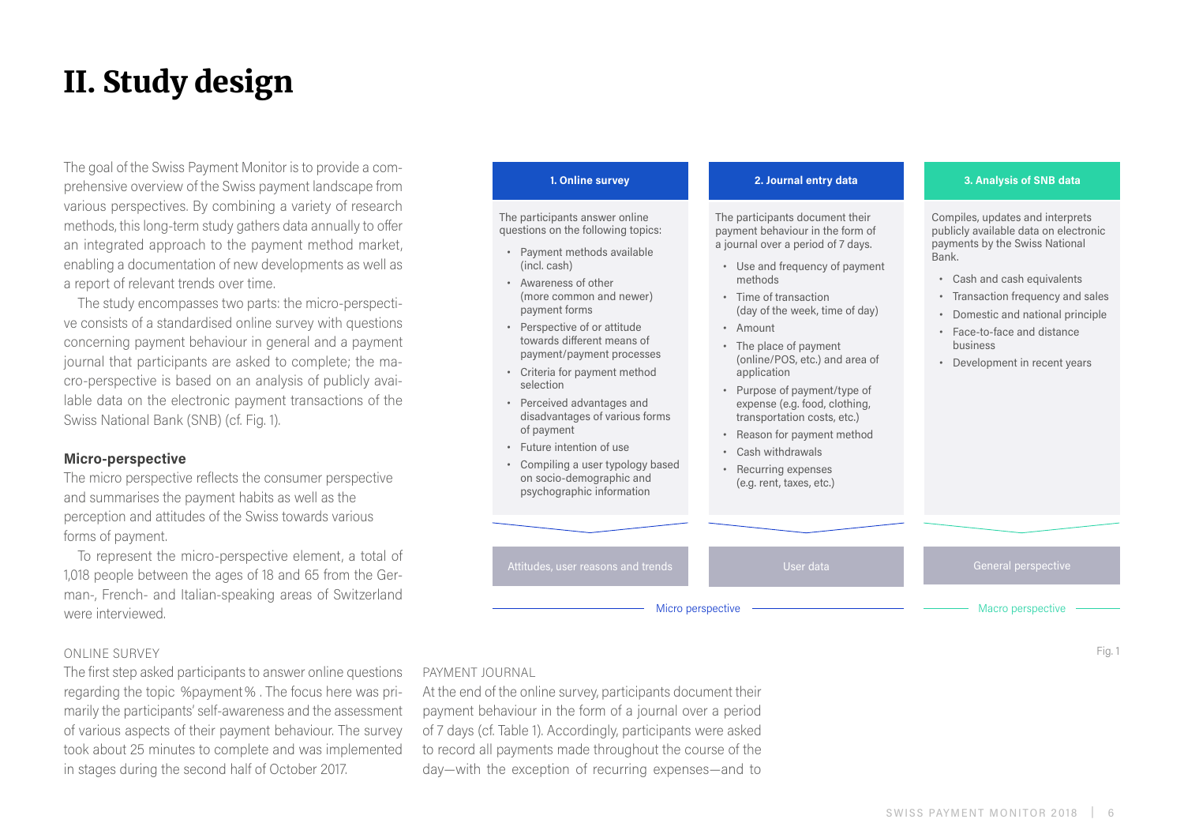# II. Study design

The goal of the Swiss Payment Monitor is to provide a comprehensive overview of the Swiss payment landscape from various perspectives. By combining a variety of research methods, this long-term study gathers data annually to offer an integrated approach to the payment method market, enabling a documentation of new developments as well as a report of relevant trends over time.

The study encompasses two parts: the micro-perspective consists of a standardised online survey with questions concerning payment behaviour in general and a payment journal that participants are asked to complete; the macro-perspective is based on an analysis of publicly available data on the electronic payment transactions of the Swiss National Bank (SNB) (cf. Fig. 1).

**Micro-perspective**

The micro perspective reflects the consumer perspective and summarises the payment habits as well as the perception and attitudes of the Swiss towards various forms of payment.

To represent the micro-perspective element, a total of 1,018 people between the ages of 18 and 65 from the German-, French- and Italian-speaking areas of Switzerland were interviewed.

| 1. Online survey | 2. Journal entry data | 3. Analysis of SNB data |
|---|---|---|
| The participants answer online questions on the following topics:<br>• Payment methods available (incl. cash)<br>• Awareness of other (more common and newer) payment forms<br>• Perspective of or attitude towards different means of payment/payment processes<br>• Criteria for payment method selection<br>• Perceived advantages and disadvantages of various forms of payment<br>• Future intention of use<br>• Compiling a user typology based on socio-demographic and psychographic information | The participants document their payment behaviour in the form of a journal over a period of 7 days.<br>• Use and frequency of payment methods<br>• Time of transaction (day of the week, time of day)<br>• Amount<br>• The place of payment (online/POS, etc.) and area of application<br>• Purpose of payment/type of expense (e.g. food, clothing, transportation costs, etc.)<br>• Reason for payment method<br>• Cash withdrawals<br>• Recurring expenses (e.g. rent, taxes, etc.) | Compiles, updates and interprets publicly available data on electronic payments by the Swiss National Bank.<br>• Cash and cash equivalents<br>• Transaction frequency and sales<br>• Domestic and national principle<br>• Face-to-face and distance business<br>• Development in recent years |
| Attitudes, user reasons and trends | User data | General perspective |
| Micro perspective | | Macro perspective |

Fig. 1

ONLINE SURVEY

The first step asked participants to answer online questions regarding the topic %payment%. The focus here was primarily the participants' self-awareness and the assessment of various aspects of their payment behaviour. The survey took about 25 minutes to complete and was implemented in stages during the second half of October 2017.

PAYMENT JOURNAL

At the end of the online survey, participants document their payment behaviour in the form of a journal over a period of 7 days (cf. Table 1). Accordingly, participants were asked to record all payments made throughout the course of the day—with the exception of recurring expenses—and to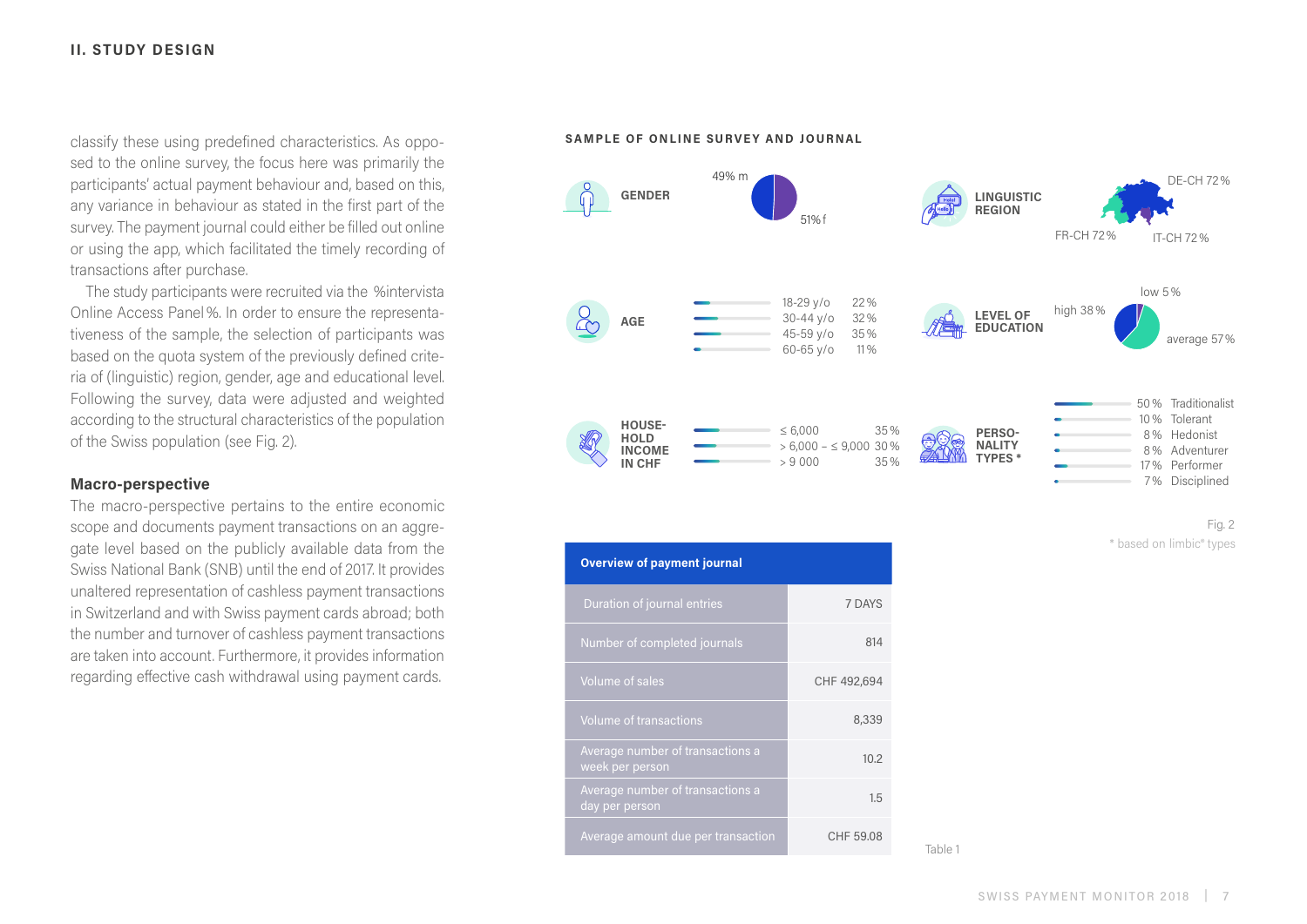classify these using predefined characteristics. As opposed to the online survey, the focus here was primarily the participants' actual payment behaviour and, based on this, any variance in behaviour as stated in the first part of the survey. The payment journal could either be filled out online or using the app, which facilitated the timely recording of transactions after purchase.

The study participants were recruited via the %intervista Online Access Panel%. In order to ensure the representativeness of the sample, the selection of participants was based on the quota system of the previously defined criteria of (linguistic) region, gender, age and educational level. Following the survey, data were adjusted and weighted according to the structural characteristics of the population of the Swiss population (see Fig. 2).

**Macro-perspective**

The macro-perspective pertains to the entire economic scope and documents payment transactions on an aggregate level based on the publicly available data from the Swiss National Bank (SNB) until the end of 2017. It provides unaltered representation of cashless payment transactions in Switzerland and with Swiss payment cards abroad; both the number and turnover of cashless payment transactions are taken into account. Furthermore, it provides information regarding effective cash withdrawal using payment cards.

**SAMPLE OF ONLINE SURVEY AND JOURNAL**

**GENDER**: 49% m, 51% f

**LINGUISTIC REGION**: DE-CH 72%, FR-CH 72%, IT-CH 72%

**AGE**:
- 18-29 y/o 22%
- 30-44 y/o 32%
- 45-59 y/o 35%
- 60-65 y/o 11%

**LEVEL OF EDUCATION**: low 5%, high 38%, average 57%

**HOUSEHOLD INCOME IN CHF**:
- ≤ 6,000 35%
- > 6,000 – ≤ 9,000 30%
- > 9 000 35%

**PERSONALITY TYPES ***:
- 50% Traditionalist
- 10% Tolerant
- 8% Hedonist
- 8% Adventurer
- 17% Performer
- 7% Disciplined

Fig. 2
* based on limbic® types

| Overview of payment journal | |
|---|---|
| Duration of journal entries | 7 DAYS |
| Number of completed journals | 814 |
| Volume of sales | CHF 492,694 |
| Volume of transactions | 8,339 |
| Average number of transactions a week per person | 10.2 |
| Average number of transactions a day per person | 1.5 |
| Average amount due per transaction | CHF 59.08 |

Table 1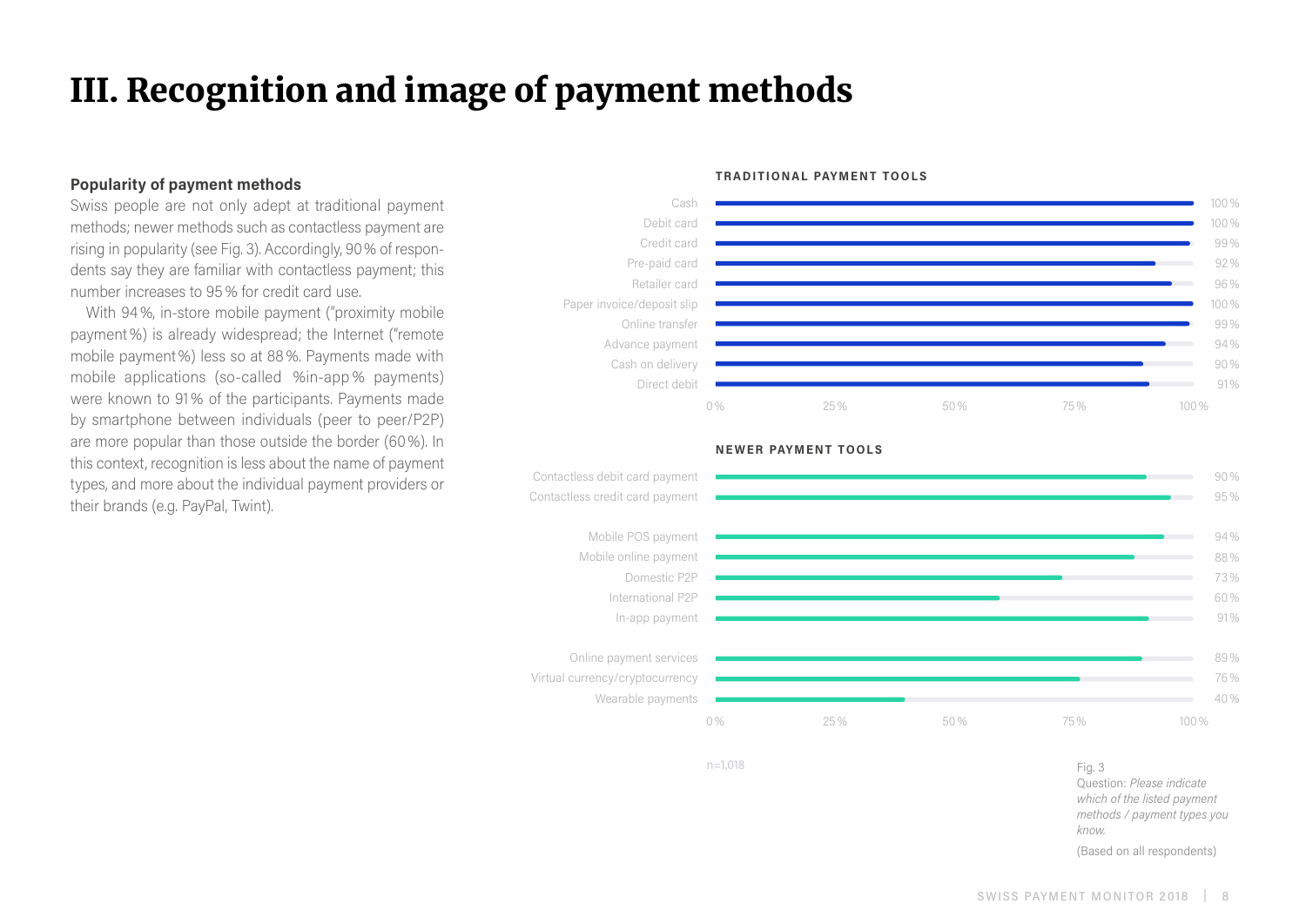# III. Recognition and image of payment methods

**Popularity of payment methods**

Swiss people are not only adept at traditional payment methods; newer methods such as contactless payment are rising in popularity (see Fig. 3). Accordingly, 90 % of respondents say they are familiar with contactless payment; this number increases to 95 % for credit card use.

With 94 %, in-store mobile payment ("proximity mobile payment %) is already widespread; the Internet ("remote mobile payment %) less so at 88 %. Payments made with mobile applications (so-called %in-app % payments) were known to 91 % of the participants. Payments made by smartphone between individuals (peer to peer/P2P) are more popular than those outside the border (60 %). In this context, recognition is less about the name of payment types, and more about the individual payment providers or their brands (e.g. PayPal, Twint).

**TRADITIONAL PAYMENT TOOLS**

| Payment method | Share |
|---|---|
| Cash | 100 % |
| Debit card | 100 % |
| Credit card | 99 % |
| Pre-paid card | 92 % |
| Retailer card | 96 % |
| Paper invoice/deposit slip | 100 % |
| Online transfer | 99 % |
| Advance payment | 94 % |
| Cash on delivery | 90 % |
| Direct debit | 91 % |

**NEWER PAYMENT TOOLS**

| Payment method | Share |
|---|---|
| Contactless debit card payment | 90 % |
| Contactless credit card payment | 95 % |
| Mobile POS payment | 94 % |
| Mobile online payment | 88 % |
| Domestic P2P | 73 % |
| International P2P | 60 % |
| In-app payment | 91 % |
| Online payment services | 89 % |
| Virtual currency/cryptocurrency | 76 % |
| Wearable payments | 40 % |

n=1,018

Fig. 3
Question: *Please indicate which of the listed payment methods / payment types you know.*
(Based on all respondents)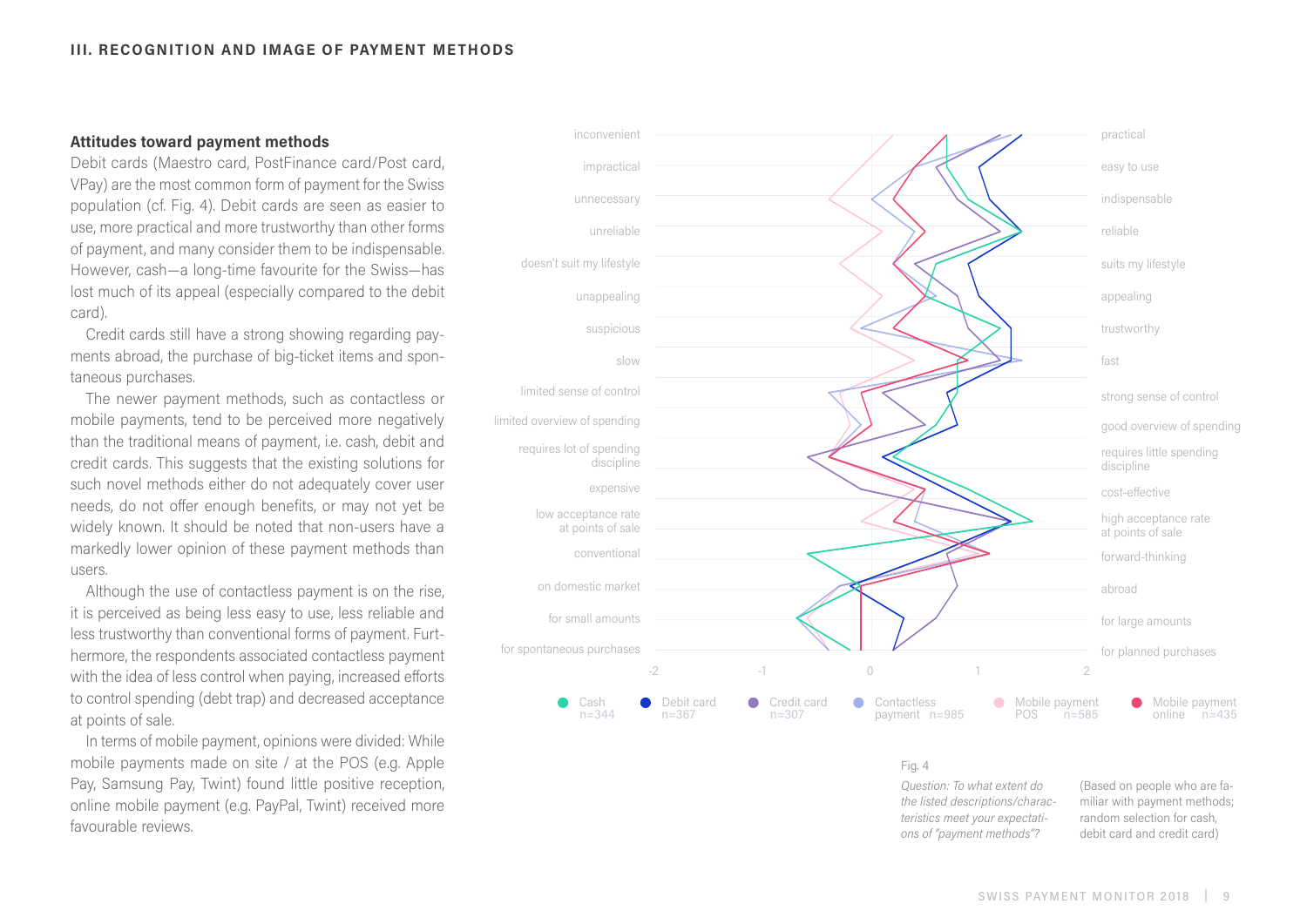## III. RECOGNITION AND IMAGE OF PAYMENT METHODS

### Attitudes toward payment methods

Debit cards (Maestro card, PostFinance card/Post card, VPay) are the most common form of payment for the Swiss population (cf. Fig. 4). Debit cards are seen as easier to use, more practical and more trustworthy than other forms of payment, and many consider them to be indispensable. However, cash—a long-time favourite for the Swiss—has lost much of its appeal (especially compared to the debit card).

Credit cards still have a strong showing regarding payments abroad, the purchase of big-ticket items and spontaneous purchases.

The newer payment methods, such as contactless or mobile payments, tend to be perceived more negatively than the traditional means of payment, i.e. cash, debit and credit cards. This suggests that the existing solutions for such novel methods either do not adequately cover user needs, do not offer enough benefits, or may not yet be widely known. It should be noted that non-users have a markedly lower opinion of these payment methods than users.

Although the use of contactless payment is on the rise, it is perceived as being less easy to use, less reliable and less trustworthy than conventional forms of payment. Furthermore, the respondents associated contactless payment with the idea of less control when paying, increased efforts to control spending (debt trap) and decreased acceptance at points of sale.

In terms of mobile payment, opinions were divided: While mobile payments made on site / at the POS (e.g. Apple Pay, Samsung Pay, Twint) found little positive reception, online mobile payment (e.g. PayPal, Twint) received more favourable reviews.

| Negative pole | Positive pole |
|---|---|
| inconvenient | practical |
| impractical | easy to use |
| unnecessary | indispensable |
| unreliable | reliable |
| doesn't suit my lifestyle | suits my lifestyle |
| unappealing | appealing |
| suspicious | trustworthy |
| slow | fast |
| limited sense of control | strong sense of control |
| limited overview of spending | good overview of spending |
| requires lot of spending discipline | requires little spending discipline |
| expensive | cost-effective |
| low acceptance rate at points of sale | high acceptance rate at points of sale |
| conventional | forward-thinking |
| on domestic market | abroad |
| for small amounts | for large amounts |
| for spontaneous purchases | for planned purchases |

Scale: -2, -1, 0, 1, 2

Legend: Cash n=344; Debit card n=367; Credit card n=307; Contactless payment n=985; Mobile payment POS n=585; Mobile payment online n=435

Fig. 4

*Question: To what extent do the listed descriptions/characteristics meet your expectations of "payment methods"?*

(Based on people who are familiar with payment methods; random selection for cash, debit card and credit card)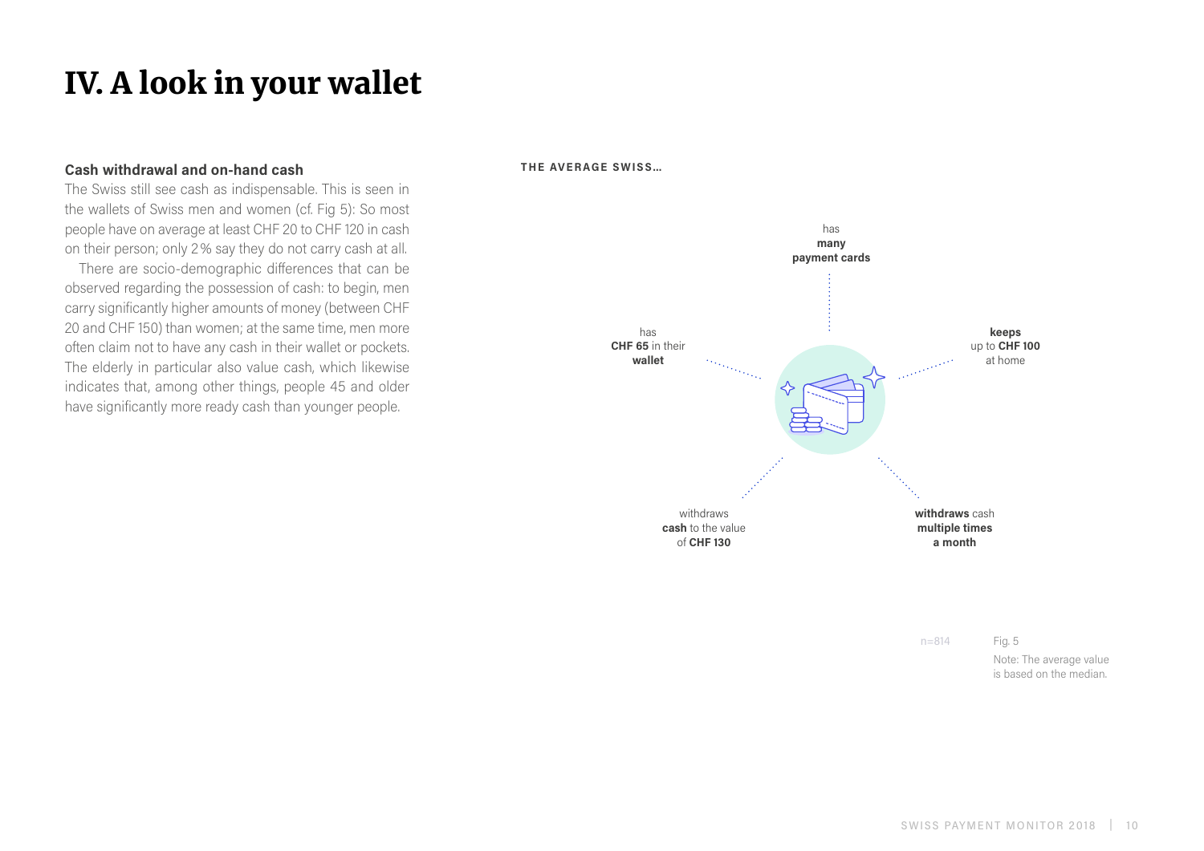# IV. A look in your wallet

**Cash withdrawal and on-hand cash**

The Swiss still see cash as indispensable. This is seen in the wallets of Swiss men and women (cf. Fig 5): So most people have on average at least CHF 20 to CHF 120 in cash on their person; only 2 % say they do not carry cash at all.

There are socio-demographic differences that can be observed regarding the possession of cash: to begin, men carry significantly higher amounts of money (between CHF 20 and CHF 150) than women; at the same time, men more often claim not to have any cash in their wallet or pockets. The elderly in particular also value cash, which likewise indicates that, among other things, people 45 and older have significantly more ready cash than younger people.

**THE AVERAGE SWISS…**

has **many payment cards**

has **CHF 65** in their **wallet**

**keeps** up to **CHF 100** at home

withdraws **cash** to the value of **CHF 130**

**withdraws** cash **multiple times a month**

n=814

Fig. 5

Note: The average value is based on the median.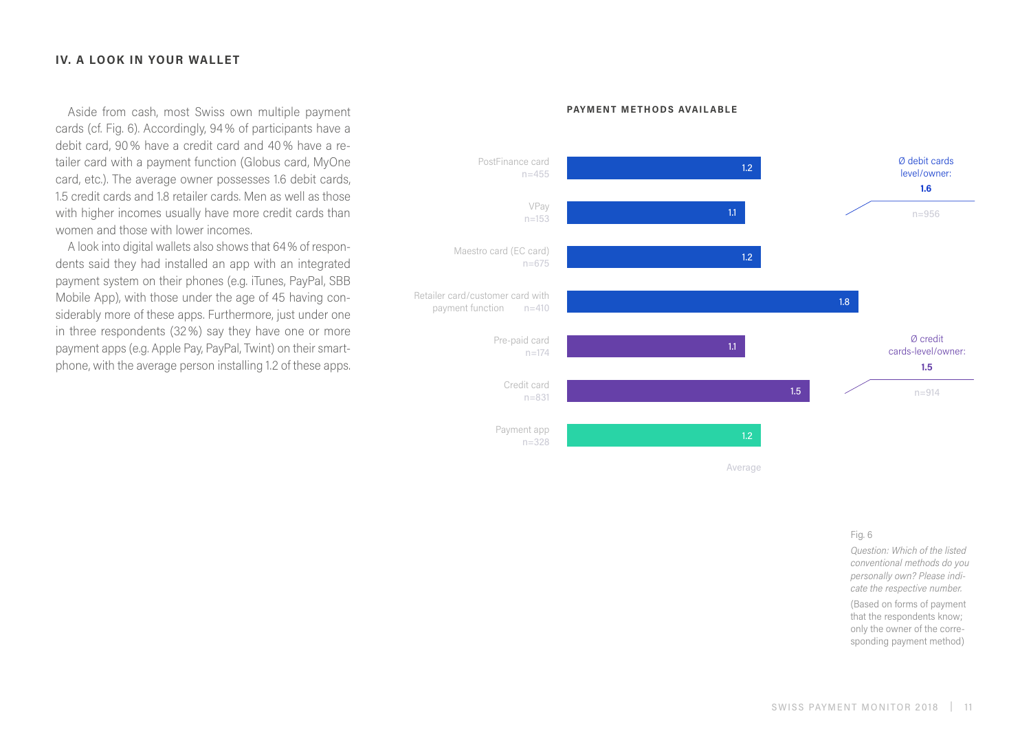## IV. A LOOK IN YOUR WALLET

Aside from cash, most Swiss own multiple payment cards (cf. Fig. 6). Accordingly, 94 % of participants have a debit card, 90 % have a credit card and 40 % have a retailer card with a payment function (Globus card, MyOne card, etc.). The average owner possesses 1.6 debit cards, 1.5 credit cards and 1.8 retailer cards. Men as well as those with higher incomes usually have more credit cards than women and those with lower incomes.

A look into digital wallets also shows that 64 % of respondents said they had installed an app with an integrated payment system on their phones (e.g. iTunes, PayPal, SBB Mobile App), with those under the age of 45 having considerably more of these apps. Furthermore, just under one in three respondents (32 %) say they have one or more payment apps (e.g. Apple Pay, PayPal, Twint) on their smartphone, with the average person installing 1.2 of these apps.

**PAYMENT METHODS AVAILABLE**

| Payment method | n | Average |
| --- | --- | --- |
| PostFinance card | n=455 | 1.2 |
| VPay | n=153 | 1.1 |
| Maestro card (EC card) | n=675 | 1.2 |
| Retailer card/customer card with payment function | n=410 | 1.8 |
| Pre-paid card | n=174 | 1.1 |
| Credit card | n=831 | 1.5 |
| Payment app | n=328 | 1.2 |

Ø debit cards level/owner: **1.6** (n=956)

Ø credit cards-level/owner: **1.5** (n=914)

Fig. 6

*Question: Which of the listed conventional methods do you personally own? Please indicate the respective number.*

(Based on forms of payment that the respondents know; only the owner of the corresponding payment method)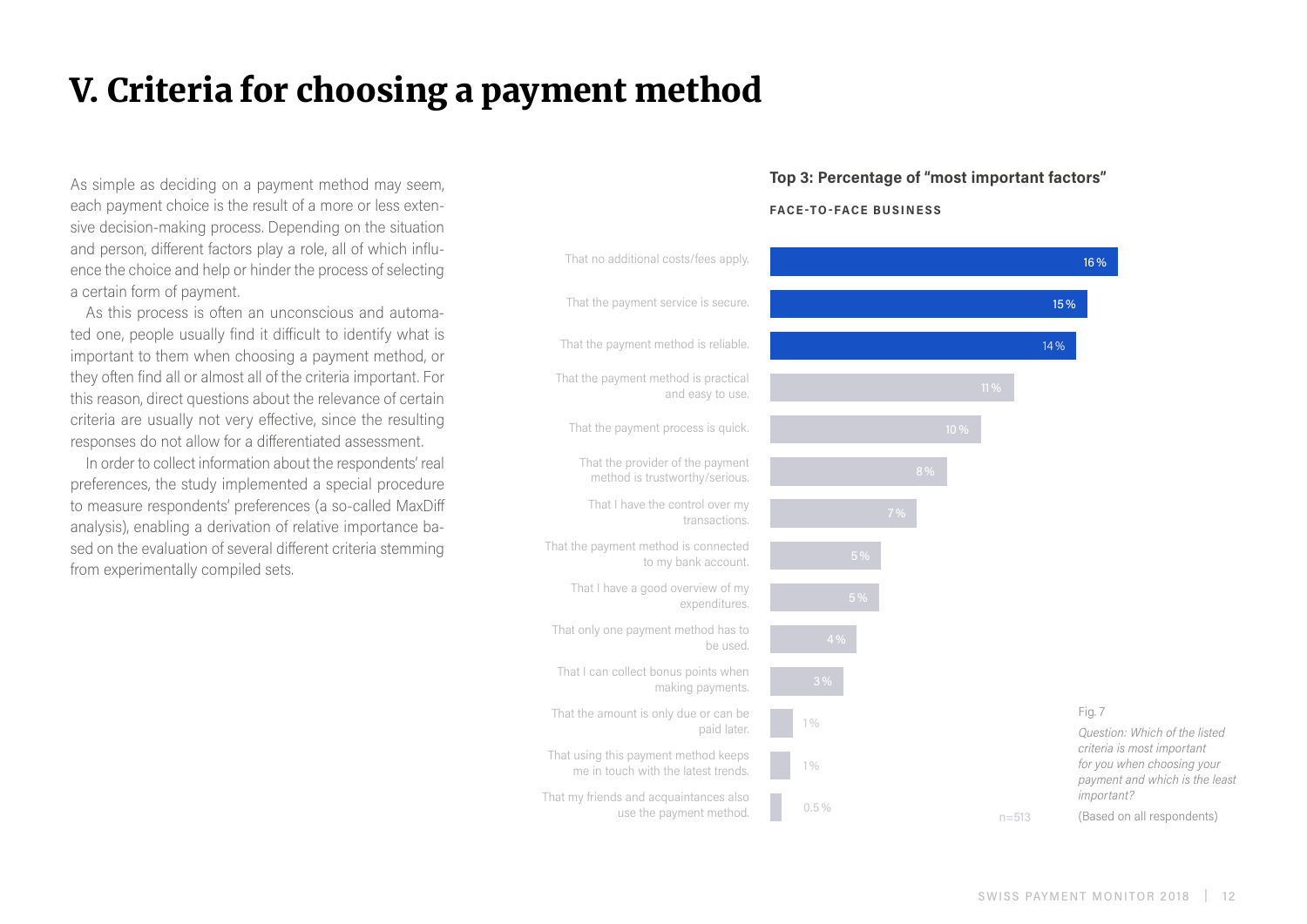# V. Criteria for choosing a payment method

As simple as deciding on a payment method may seem, each payment choice is the result of a more or less extensive decision-making process. Depending on the situation and person, different factors play a role, all of which influence the choice and help or hinder the process of selecting a certain form of payment.

As this process is often an unconscious and automated one, people usually find it difficult to identify what is important to them when choosing a payment method, or they often find all or almost all of the criteria important. For this reason, direct questions about the relevance of certain criteria are usually not very effective, since the resulting responses do not allow for a differentiated assessment.

In order to collect information about the respondents' real preferences, the study implemented a special procedure to measure respondents' preferences (a so-called MaxDiff analysis), enabling a derivation of relative importance based on the evaluation of several different criteria stemming from experimentally compiled sets.

**Top 3: Percentage of "most important factors"**

**FACE-TO-FACE BUSINESS**

| Criterion | Percentage |
|---|---|
| That no additional costs/fees apply. | 16 % |
| That the payment service is secure. | 15 % |
| That the payment method is reliable. | 14 % |
| That the payment method is practical and easy to use. | 11 % |
| That the payment process is quick. | 10 % |
| That the provider of the payment method is trustworthy/serious. | 8 % |
| That I have the control over my transactions. | 7 % |
| That the payment method is connected to my bank account. | 5 % |
| That I have a good overview of my expenditures. | 5 % |
| That only one payment method has to be used. | 4 % |
| That I can collect bonus points when making payments. | 3 % |
| That the amount is only due or can be paid later. | 1 % |
| That using this payment method keeps me in touch with the latest trends. | 1 % |
| That my friends and acquaintances also use the payment method. | 0.5 % |

n=513

Fig. 7

*Question: Which of the listed criteria is most important for you when choosing your payment and which is the least important?*

(Based on all respondents)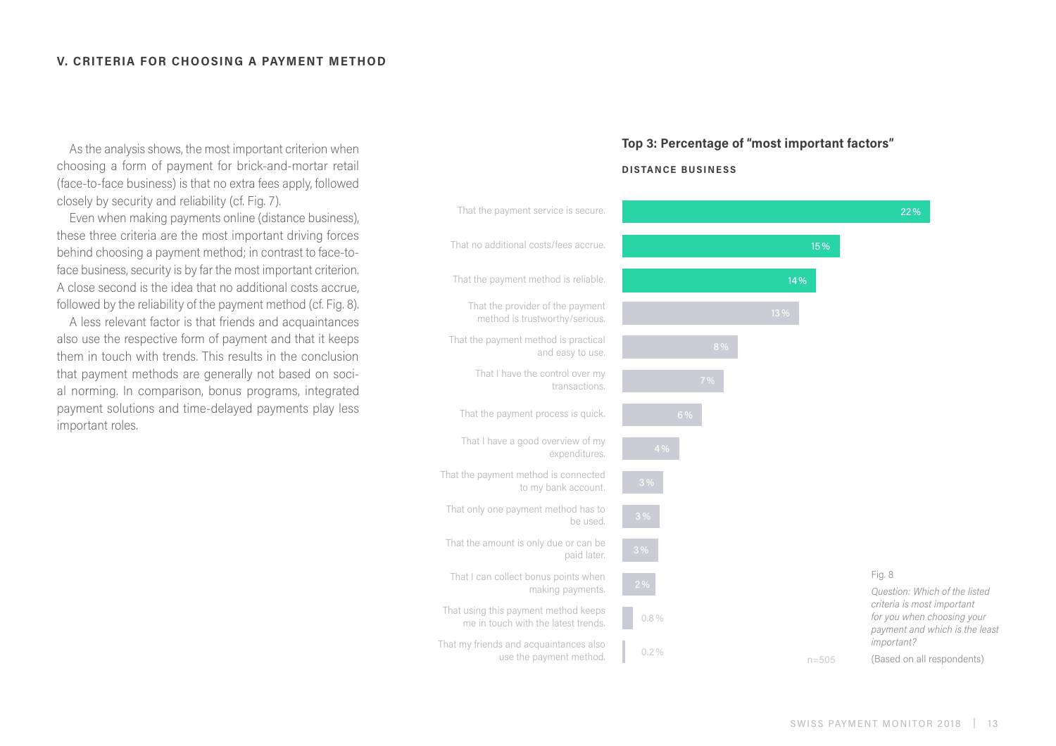## V. CRITERIA FOR CHOOSING A PAYMENT METHOD

As the analysis shows, the most important criterion when choosing a form of payment for brick-and-mortar retail (face-to-face business) is that no extra fees apply, followed closely by security and reliability (cf. Fig. 7).

Even when making payments online (distance business), these three criteria are the most important driving forces behind choosing a payment method; in contrast to face-to-face business, security is by far the most important criterion. A close second is the idea that no additional costs accrue, followed by the reliability of the payment method (cf. Fig. 8).

A less relevant factor is that friends and acquaintances also use the respective form of payment and that it keeps them in touch with trends. This results in the conclusion that payment methods are generally not based on social norming. In comparison, bonus programs, integrated payment solutions and time-delayed payments play less important roles.

**Top 3: Percentage of "most important factors"**

**DISTANCE BUSINESS**

| Criterion | Percentage |
|---|---|
| That the payment service is secure. | 22% |
| That no additional costs/fees accrue. | 15% |
| That the payment method is reliable. | 14% |
| That the provider of the payment method is trustworthy/serious. | 13% |
| That the payment method is practical and easy to use. | 8% |
| That I have the control over my transactions. | 7% |
| That the payment process is quick. | 6% |
| That I have a good overview of my expenditures. | 4% |
| That the payment method is connected to my bank account. | 3% |
| That only one payment method has to be used. | 3% |
| That the amount is only due or can be paid later. | 3% |
| That I can collect bonus points when making payments. | 2% |
| That using this payment method keeps me in touch with the latest trends. | 0.8% |
| That my friends and acquaintances also use the payment method. | 0.2% |

n=505

Fig. 8

*Question: Which of the listed criteria is most important for you when choosing your payment and which is the least important?*

(Based on all respondents)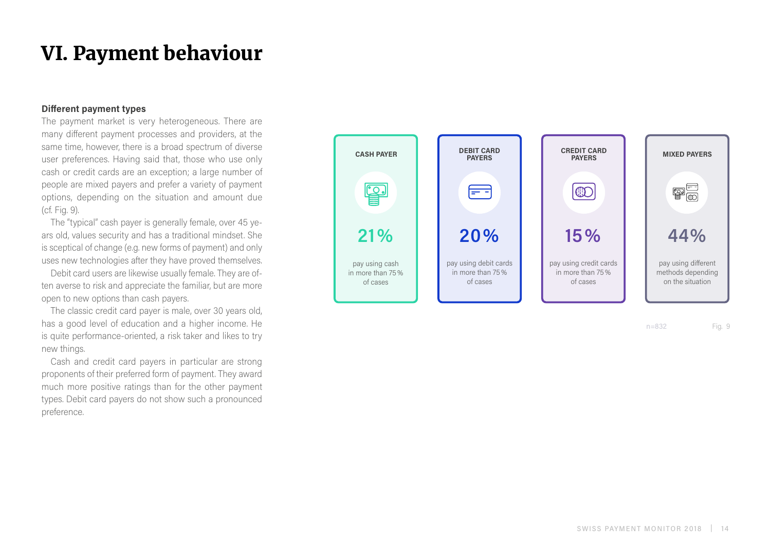# VI. Payment behaviour

**Different payment types**

The payment market is very heterogeneous. There are many different payment processes and providers, at the same time, however, there is a broad spectrum of diverse user preferences. Having said that, those who use only cash or credit cards are an exception; a large number of people are mixed payers and prefer a variety of payment options, depending on the situation and amount due (cf. Fig. 9).

The "typical" cash payer is generally female, over 45 years old, values security and has a traditional mindset. She is sceptical of change (e.g. new forms of payment) and only uses new technologies after they have proved themselves.

Debit card users are likewise usually female. They are often averse to risk and appreciate the familiar, but are more open to new options than cash payers.

The classic credit card payer is male, over 30 years old, has a good level of education and a higher income. He is quite performance-oriented, a risk taker and likes to try new things.

Cash and credit card payers in particular are strong proponents of their preferred form of payment. They award much more positive ratings than for the other payment types. Debit card payers do not show such a pronounced preference.

| CASH PAYER | DEBIT CARD PAYERS | CREDIT CARD PAYERS | MIXED PAYERS |
|---|---|---|---|
| 21% | 20% | 15% | 44% |
| pay using cash in more than 75% of cases | pay using debit cards in more than 75% of cases | pay using credit cards in more than 75% of cases | pay using different methods depending on the situation |

n=832

Fig. 9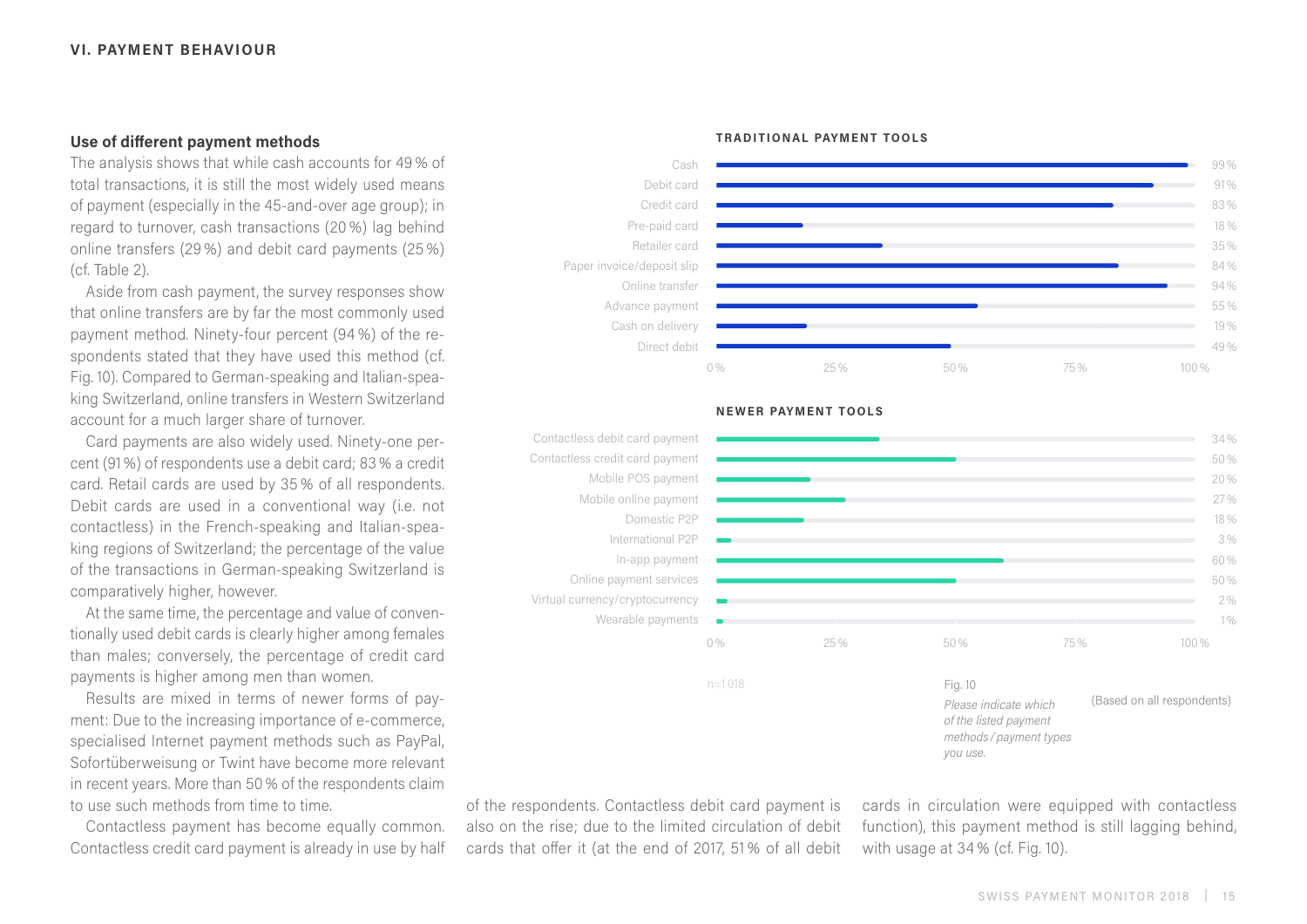## Use of different payment methods

The analysis shows that while cash accounts for 49 % of total transactions, it is still the most widely used means of payment (especially in the 45-and-over age group); in regard to turnover, cash transactions (20 %) lag behind online transfers (29 %) and debit card payments (25 %) (cf. Table 2).

Aside from cash payment, the survey responses show that online transfers are by far the most commonly used payment method. Ninety-four percent (94 %) of the respondents stated that they have used this method (cf. Fig. 10). Compared to German-speaking and Italian-speaking Switzerland, online transfers in Western Switzerland account for a much larger share of turnover.

Card payments are also widely used. Ninety-one percent (91 %) of respondents use a debit card; 83 % a credit card. Retail cards are used by 35 % of all respondents. Debit cards are used in a conventional way (i.e. not contactless) in the French-speaking and Italian-speaking regions of Switzerland; the percentage of the value of the transactions in German-speaking Switzerland is comparatively higher, however.

At the same time, the percentage and value of conventionally used debit cards is clearly higher among females than males; conversely, the percentage of credit card payments is higher among men than women.

Results are mixed in terms of newer forms of payment: Due to the increasing importance of e-commerce, specialised Internet payment methods such as PayPal, Sofortüberweisung or Twint have become more relevant in recent years. More than 50 % of the respondents claim to use such methods from time to time.

Contactless payment has become equally common. Contactless credit card payment is already in use by half of the respondents. Contactless debit card payment is also on the rise; due to the limited circulation of debit cards that offer it (at the end of 2017, 51 % of all debit cards in circulation were equipped with contactless function), this payment method is still lagging behind, with usage at 34 % (cf. Fig. 10).

**TRADITIONAL PAYMENT TOOLS**

| Payment tool | Share |
|---|---|
| Cash | 99 % |
| Debit card | 91 % |
| Credit card | 83 % |
| Pre-paid card | 18 % |
| Retailer card | 35 % |
| Paper invoice/deposit slip | 84 % |
| Online transfer | 94 % |
| Advance payment | 55 % |
| Cash on delivery | 19 % |
| Direct debit | 49 % |

**NEWER PAYMENT TOOLS**

| Payment tool | Share |
|---|---|
| Contactless debit card payment | 34 % |
| Contactless credit card payment | 50 % |
| Mobile POS payment | 20 % |
| Mobile online payment | 27 % |
| Domestic P2P | 18 % |
| International P2P | 3 % |
| In-app payment | 60 % |
| Online payment services | 50 % |
| Virtual currency/cryptocurrency | 2 % |
| Wearable payments | 1 % |

n=1 018

Fig. 10

*Please indicate which of the listed payment methods / payment types you use.*

(Based on all respondents)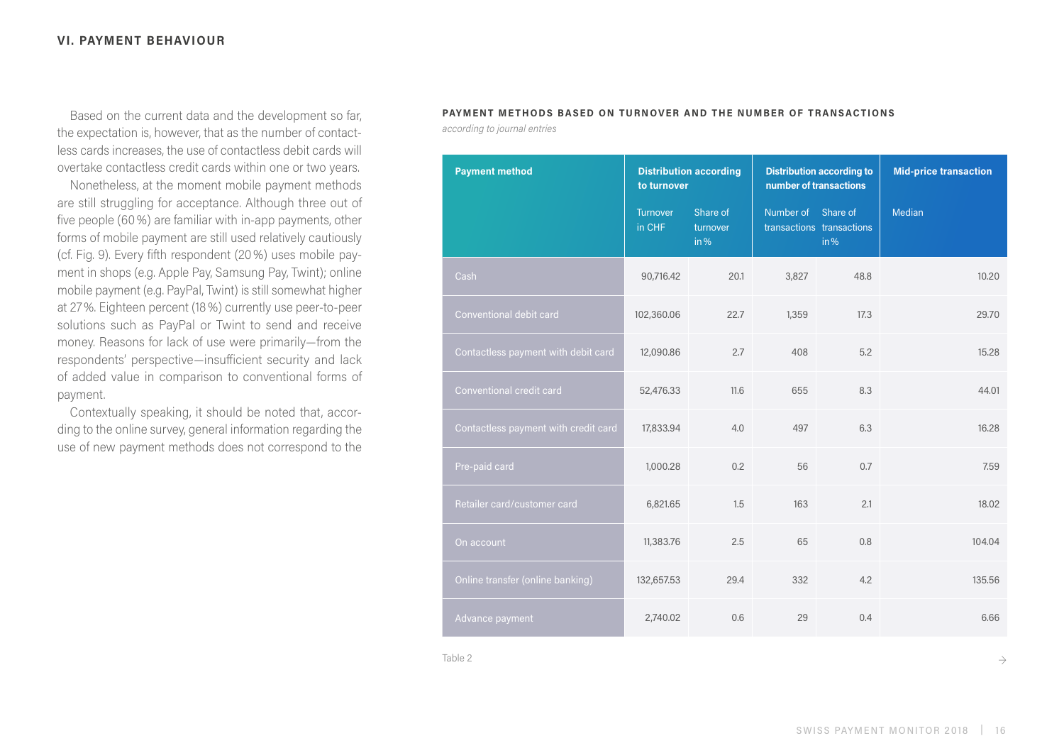## VI. PAYMENT BEHAVIOUR

Based on the current data and the development so far, the expectation is, however, that as the number of contactless cards increases, the use of contactless debit cards will overtake contactless credit cards within one or two years.

Nonetheless, at the moment mobile payment methods are still struggling for acceptance. Although three out of five people (60 %) are familiar with in-app payments, other forms of mobile payment are still used relatively cautiously (cf. Fig. 9). Every fifth respondent (20 %) uses mobile payment in shops (e.g. Apple Pay, Samsung Pay, Twint); online mobile payment (e.g. PayPal, Twint) is still somewhat higher at 27 %. Eighteen percent (18 %) currently use peer-to-peer solutions such as PayPal or Twint to send and receive money. Reasons for lack of use were primarily—from the respondents' perspective—insufficient security and lack of added value in comparison to conventional forms of payment.

Contextually speaking, it should be noted that, according to the online survey, general information regarding the use of new payment methods does not correspond to the

**PAYMENT METHODS BASED ON TURNOVER AND THE NUMBER OF TRANSACTIONS**

*according to journal entries*

| Payment method | Distribution according to turnover | | Distribution according to number of transactions | | Mid-price transaction |
|---|---|---|---|---|---|
| | Turnover in CHF | Share of turnover in % | Number of transactions | Share of transactions in % | Median |
| Cash | 90,716.42 | 20.1 | 3,827 | 48.8 | 10.20 |
| Conventional debit card | 102,360.06 | 22.7 | 1,359 | 17.3 | 29.70 |
| Contactless payment with debit card | 12,090.86 | 2.7 | 408 | 5.2 | 15.28 |
| Conventional credit card | 52,476.33 | 11.6 | 655 | 8.3 | 44.01 |
| Contactless payment with credit card | 17,833.94 | 4.0 | 497 | 6.3 | 16.28 |
| Pre-paid card | 1,000.28 | 0.2 | 56 | 0.7 | 7.59 |
| Retailer card/customer card | 6,821.65 | 1.5 | 163 | 2.1 | 18.02 |
| On account | 11,383.76 | 2.5 | 65 | 0.8 | 104.04 |
| Online transfer (online banking) | 132,657.53 | 29.4 | 332 | 4.2 | 135.56 |
| Advance payment | 2,740.02 | 0.6 | 29 | 0.4 | 6.66 |

Table 2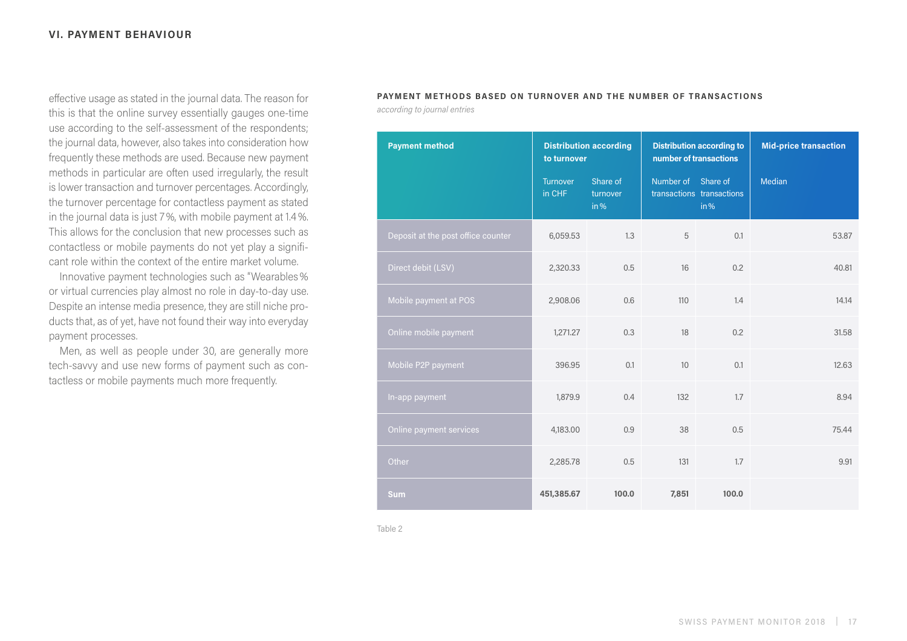effective usage as stated in the journal data. The reason for this is that the online survey essentially gauges one-time use according to the self-assessment of the respondents; the journal data, however, also takes into consideration how frequently these methods are used. Because new payment methods in particular are often used irregularly, the result is lower transaction and turnover percentages. Accordingly, the turnover percentage for contactless payment as stated in the journal data is just 7 %, with mobile payment at 1.4 %. This allows for the conclusion that new processes such as contactless or mobile payments do not yet play a significant role within the context of the entire market volume.

Innovative payment technologies such as "Wearables % or virtual currencies play almost no role in day-to-day use. Despite an intense media presence, they are still niche products that, as of yet, have not found their way into everyday payment processes.

Men, as well as people under 30, are generally more tech-savvy and use new forms of payment such as contactless or mobile payments much more frequently.

**PAYMENT METHODS BASED ON TURNOVER AND THE NUMBER OF TRANSACTIONS**

*according to journal entries*

| Payment method | Distribution according to turnover | | Distribution according to number of transactions | | Mid-price transaction |
|---|---|---|---|---|---|
| | Turnover in CHF | Share of turnover in % | Number of transactions | Share of transactions in % | Median |
| Deposit at the post office counter | 6,059.53 | 1.3 | 5 | 0.1 | 53.87 |
| Direct debit (LSV) | 2,320.33 | 0.5 | 16 | 0.2 | 40.81 |
| Mobile payment at POS | 2,908.06 | 0.6 | 110 | 1.4 | 14.14 |
| Online mobile payment | 1,271.27 | 0.3 | 18 | 0.2 | 31.58 |
| Mobile P2P payment | 396.95 | 0.1 | 10 | 0.1 | 12.63 |
| In-app payment | 1,879.9 | 0.4 | 132 | 1.7 | 8.94 |
| Online payment services | 4,183.00 | 0.9 | 38 | 0.5 | 75.44 |
| Other | 2,285.78 | 0.5 | 131 | 1.7 | 9.91 |
| **Sum** | **451,385.67** | **100.0** | **7,851** | **100.0** | |

Table 2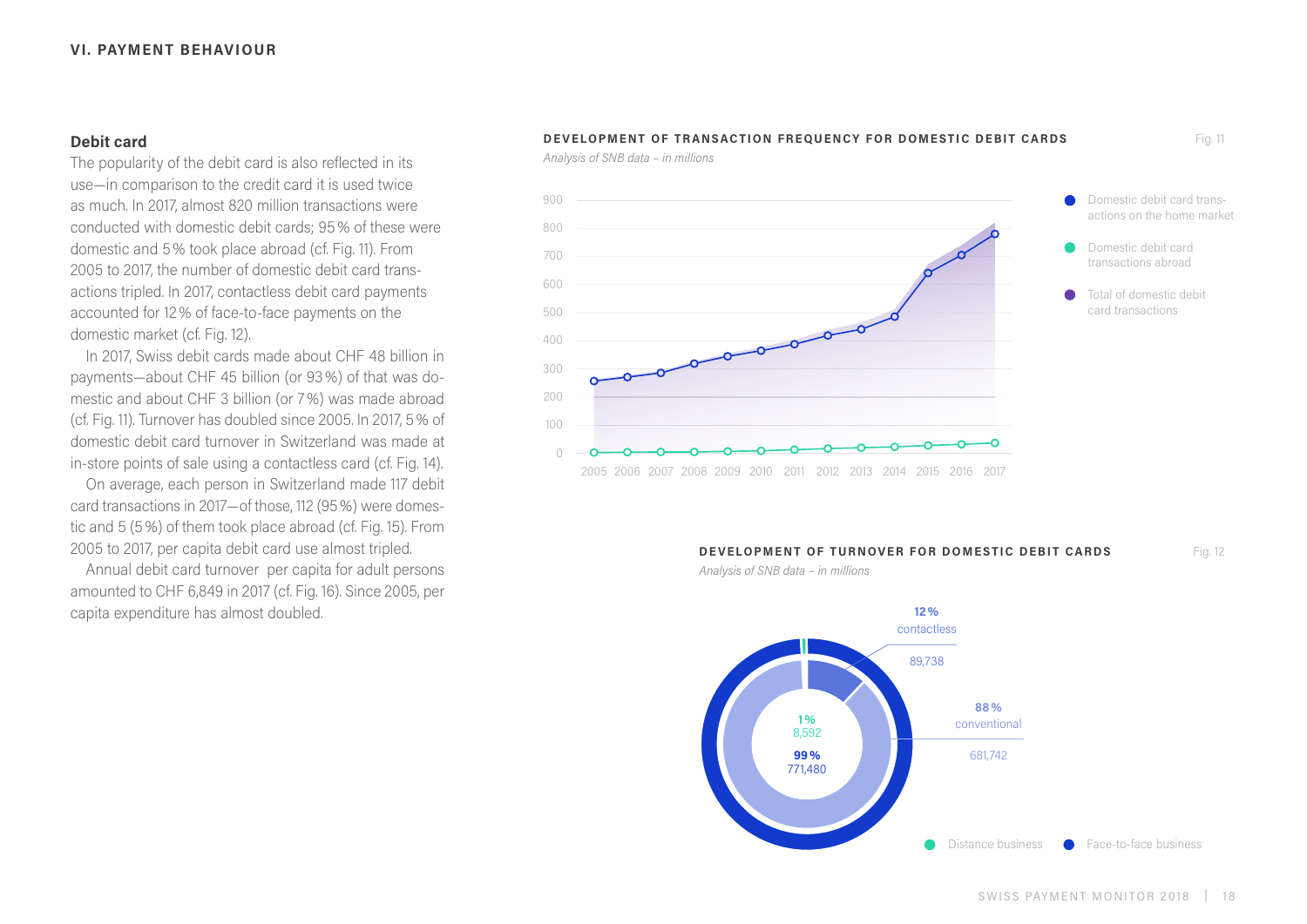## VI. PAYMENT BEHAVIOUR

### Debit card

The popularity of the debit card is also reflected in its use—in comparison to the credit card it is used twice as much. In 2017, almost 820 million transactions were conducted with domestic debit cards; 95 % of these were domestic and 5 % took place abroad (cf. Fig. 11). From 2005 to 2017, the number of domestic debit card transactions tripled. In 2017, contactless debit card payments accounted for 12 % of face-to-face payments on the domestic market (cf. Fig. 12).

In 2017, Swiss debit cards made about CHF 48 billion in payments—about CHF 45 billion (or 93 %) of that was domestic and about CHF 3 billion (or 7 %) was made abroad (cf. Fig. 11). Turnover has doubled since 2005. In 2017, 5 % of domestic debit card turnover in Switzerland was made at in-store points of sale using a contactless card (cf. Fig. 14).

On average, each person in Switzerland made 117 debit card transactions in 2017—of those, 112 (95 %) were domestic and 5 (5 %) of them took place abroad (cf. Fig. 15). From 2005 to 2017, per capita debit card use almost tripled.

Annual debit card turnover per capita for adult persons amounted to CHF 6,849 in 2017 (cf. Fig. 16). Since 2005, per capita expenditure has almost doubled.

**DEVELOPMENT OF TRANSACTION FREQUENCY FOR DOMESTIC DEBIT CARDS** — Fig. 11

*Analysis of SNB data – in millions*

Legend: Domestic debit card transactions on the home market; Domestic debit card transactions abroad; Total of domestic debit card transactions

Years: 2005, 2006, 2007, 2008, 2009, 2010, 2011, 2012, 2013, 2014, 2015, 2016, 2017 (y-axis 0–900)

**DEVELOPMENT OF TURNOVER FOR DOMESTIC DEBIT CARDS** — Fig. 12

*Analysis of SNB data – in millions*

- 1 % — 8,592 (Distance business)
- 99 % — 771,480 (Face-to-face business)
- 12 % contactless — 89,738
- 88 % conventional — 681,742

Legend: Distance business; Face-to-face business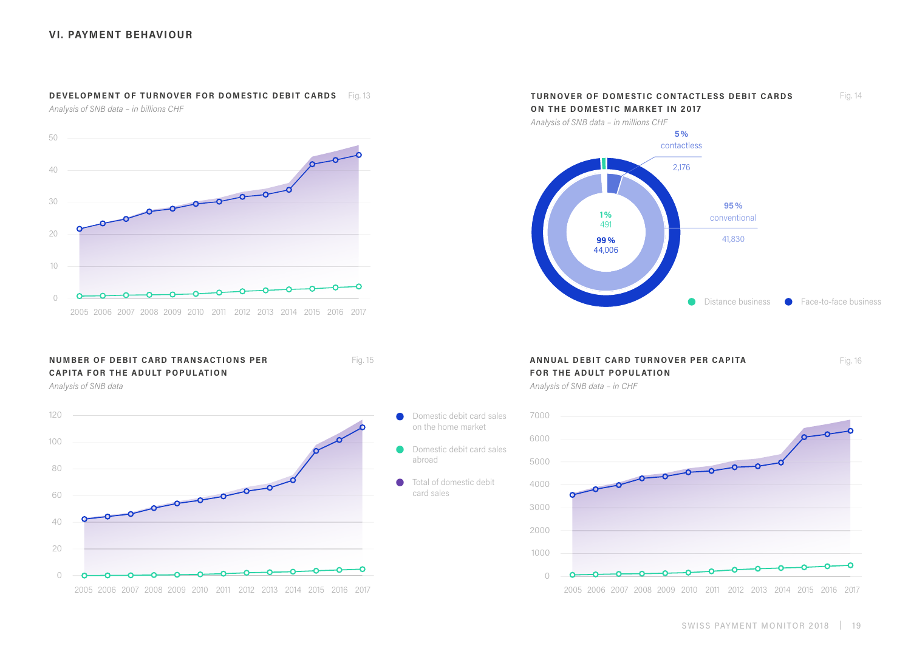## VI. PAYMENT BEHAVIOUR

**DEVELOPMENT OF TURNOVER FOR DOMESTIC DEBIT CARDS** Fig. 13

*Analysis of SNB data – in billions CHF*

**TURNOVER OF DOMESTIC CONTACTLESS DEBIT CARDS ON THE DOMESTIC MARKET IN 2017** Fig. 14

*Analysis of SNB data – in millions CHF*

- 5 % contactless: 2,176
- 95 % conventional: 41,830
- 1 % Distance business: 491
- 99 % Face-to-face business: 44,006

**NUMBER OF DEBIT CARD TRANSACTIONS PER CAPITA FOR THE ADULT POPULATION** Fig. 15

*Analysis of SNB data*

- Domestic debit card sales on the home market
- Domestic debit card sales abroad
- Total of domestic debit card sales

**ANNUAL DEBIT CARD TURNOVER PER CAPITA FOR THE ADULT POPULATION** Fig. 16

*Analysis of SNB data – in CHF*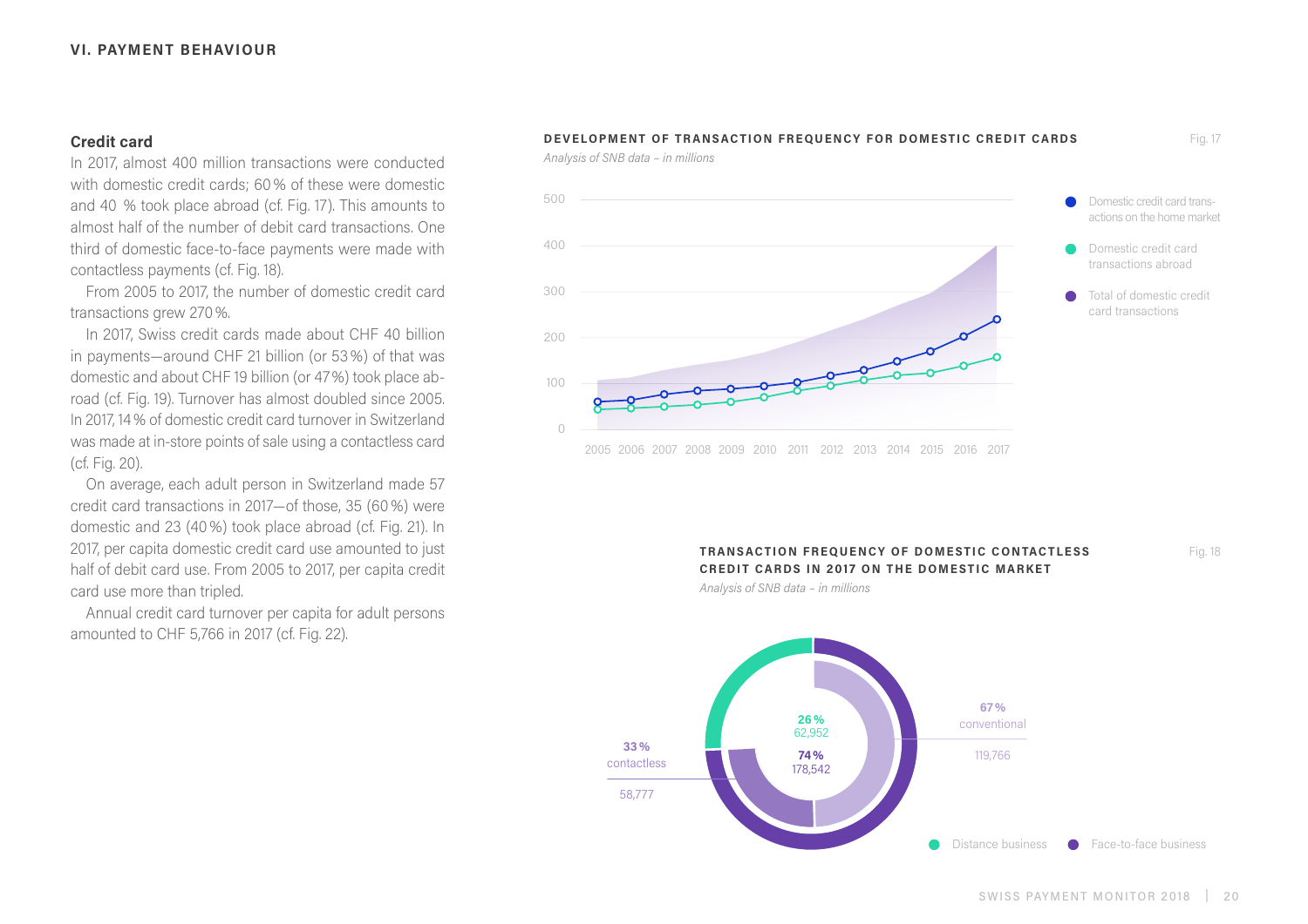### Credit card

In 2017, almost 400 million transactions were conducted with domestic credit cards; 60 % of these were domestic and 40 % took place abroad (cf. Fig. 17). This amounts to almost half of the number of debit card transactions. One third of domestic face-to-face payments were made with contactless payments (cf. Fig. 18).

From 2005 to 2017, the number of domestic credit card transactions grew 270 %.

In 2017, Swiss credit cards made about CHF 40 billion in payments—around CHF 21 billion (or 53 %) of that was domestic and about CHF 19 billion (or 47 %) took place abroad (cf. Fig. 19). Turnover has almost doubled since 2005. In 2017, 14 % of domestic credit card turnover in Switzerland was made at in-store points of sale using a contactless card (cf. Fig. 20).

On average, each adult person in Switzerland made 57 credit card transactions in 2017—of those, 35 (60 %) were domestic and 23 (40 %) took place abroad (cf. Fig. 21). In 2017, per capita domestic credit card use amounted to just half of debit card use. From 2005 to 2017, per capita credit card use more than tripled.

Annual credit card turnover per capita for adult persons amounted to CHF 5,766 in 2017 (cf. Fig. 22).

**DEVELOPMENT OF TRANSACTION FREQUENCY FOR DOMESTIC CREDIT CARDS** — Fig. 17

*Analysis of SNB data – in millions*

Legend: Domestic credit card transactions on the home market; Domestic credit card transactions abroad; Total of domestic credit card transactions

Years: 2005 2006 2007 2008 2009 2010 2011 2012 2013 2014 2015 2016 2017

**TRANSACTION FREQUENCY OF DOMESTIC CONTACTLESS CREDIT CARDS IN 2017 ON THE DOMESTIC MARKET** — Fig. 18

*Analysis of SNB data – in millions*

| | Share | Value |
|---|---|---|
| Distance business | 26 % | 62,952 |
| Face-to-face business | 74 % | 178,542 |
| – contactless | 33 % | 58,777 |
| – conventional | 67 % | 119,766 |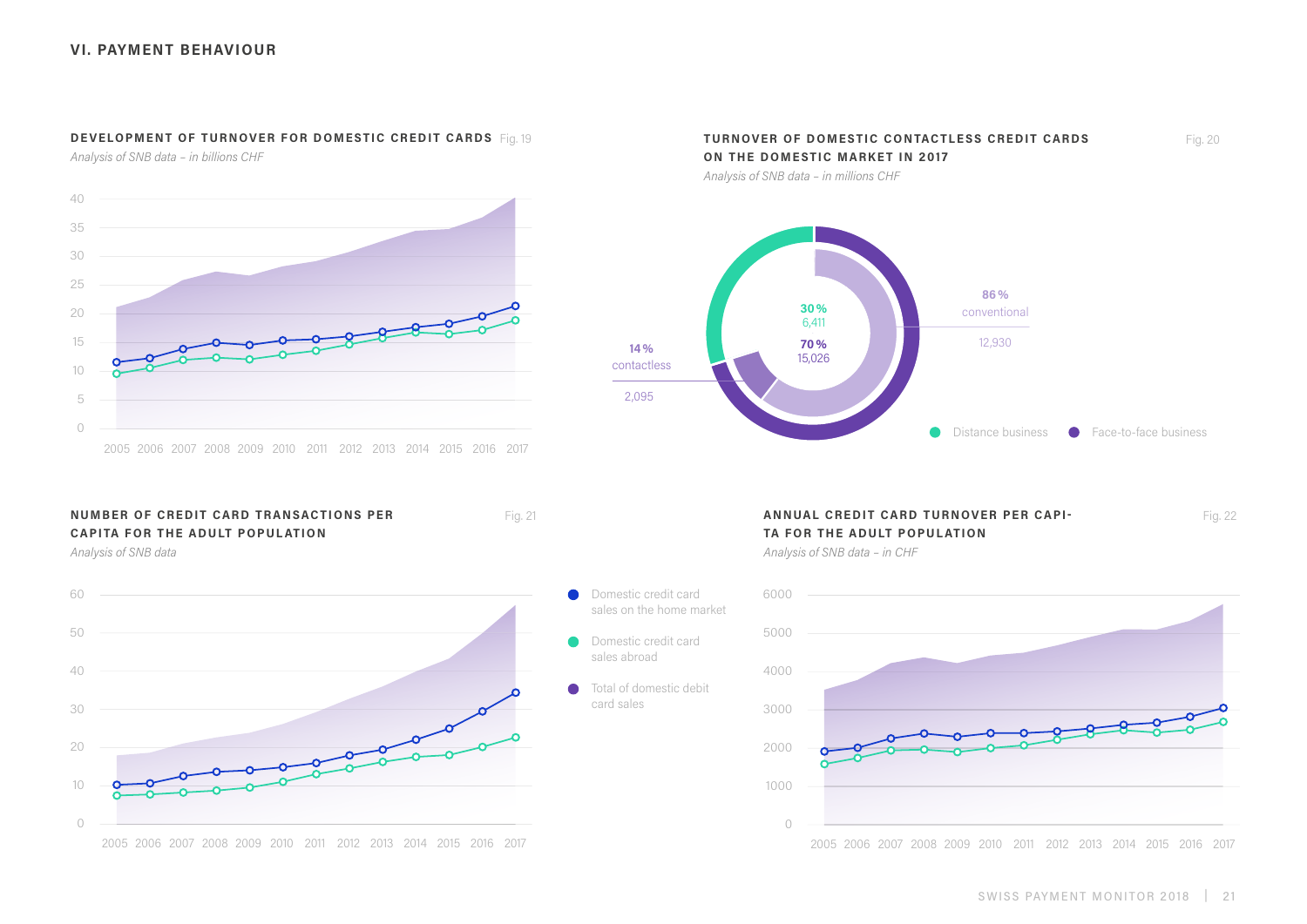## VI. PAYMENT BEHAVIOUR

### DEVELOPMENT OF TURNOVER FOR DOMESTIC CREDIT CARDS

Fig. 19

*Analysis of SNB data – in billions CHF*

40
35
30
25
20
15
10
5
0

2005 2006 2007 2008 2009 2010 2011 2012 2013 2014 2015 2016 2017

### TURNOVER OF DOMESTIC CONTACTLESS CREDIT CARDS ON THE DOMESTIC MARKET IN 2017

Fig. 20

*Analysis of SNB data – in millions CHF*

30 %
6,411

70 %
15,026

86 %
conventional
12,930

14 %
contactless
2,095

Distance business

Face-to-face business

### NUMBER OF CREDIT CARD TRANSACTIONS PER CAPITA FOR THE ADULT POPULATION

Fig. 21

*Analysis of SNB data*

60
50
40
30
20
10
0

2005 2006 2007 2008 2009 2010 2011 2012 2013 2014 2015 2016 2017

- Domestic credit card sales on the home market
- Domestic credit card sales abroad
- Total of domestic debit card sales

### ANNUAL CREDIT CARD TURNOVER PER CAPITA FOR THE ADULT POPULATION

Fig. 22

*Analysis of SNB data – in CHF*

6000
5000
4000
3000
2000
1000
0

2005 2006 2007 2008 2009 2010 2011 2012 2013 2014 2015 2016 2017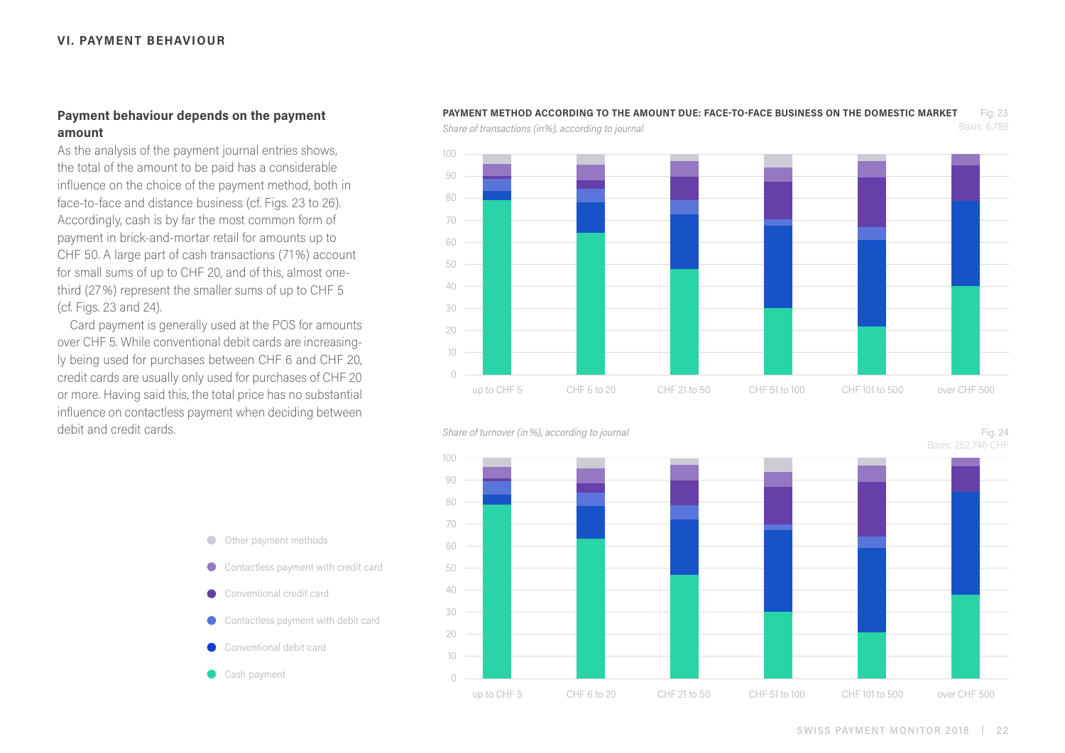## VI. PAYMENT BEHAVIOUR

### Payment behaviour depends on the payment amount

As the analysis of the payment journal entries shows, the total of the amount to be paid has a considerable influence on the choice of the payment method, both in face-to-face and distance business (cf. Figs. 23 to 26). Accordingly, cash is by far the most common form of payment in brick-and-mortar retail for amounts up to CHF 50. A large part of cash transactions (71%) account for small sums of up to CHF 20, and of this, almost one-third (27%) represent the smaller sums of up to CHF 5 (cf. Figs. 23 and 24).

Card payment is generally used at the POS for amounts over CHF 5. While conventional debit cards are increasingly being used for purchases between CHF 6 and CHF 20, credit cards are usually only used for purchases of CHF 20 or more. Having said this, the total price has no substantial influence on contactless payment when deciding between debit and credit cards.

**PAYMENT METHOD ACCORDING TO THE AMOUNT DUE: FACE-TO-FACE BUSINESS ON THE DOMESTIC MARKET** Fig. 23

*Share of transactions (in%), according to journal* Basis: 6,788

*Share of turnover (in %), according to journal* Fig. 24

Basis: 252,746 CHF

Categories: up to CHF 5, CHF 6 to 20, CHF 21 to 50, CHF 51 to 100, CHF 101 to 500, over CHF 500

Legend: Other payment methods; Contactless payment with credit card; Conventional credit card; Contactless payment with debit card; Conventional debit card; Cash payment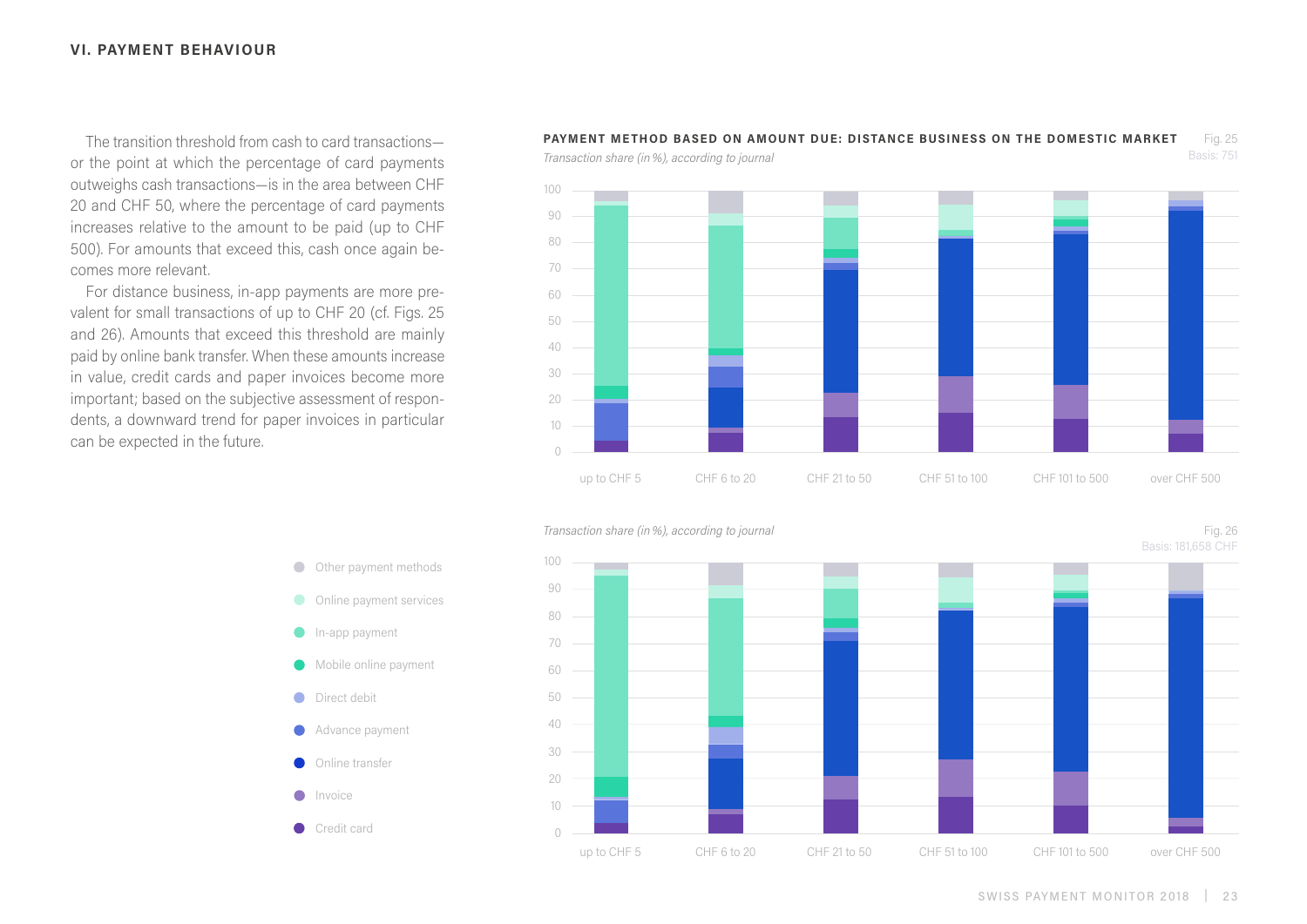## VI. PAYMENT BEHAVIOUR

The transition threshold from cash to card transactions—or the point at which the percentage of card payments outweighs cash transactions—is in the area between CHF 20 and CHF 50, where the percentage of card payments increases relative to the amount to be paid (up to CHF 500). For amounts that exceed this, cash once again becomes more relevant.

For distance business, in-app payments are more prevalent for small transactions of up to CHF 20 (cf. Figs. 25 and 26). Amounts that exceed this threshold are mainly paid by online bank transfer. When these amounts increase in value, credit cards and paper invoices become more important; based on the subjective assessment of respondents, a downward trend for paper invoices in particular can be expected in the future.

**PAYMENT METHOD BASED ON AMOUNT DUE: DISTANCE BUSINESS ON THE DOMESTIC MARKET**

*Transaction share (in %), according to journal*

Fig. 25
Basis: 751

*Transaction share (in %), according to journal*

Fig. 26
Basis: 181,658 CHF

Legend: Other payment methods; Online payment services; In-app payment; Mobile online payment; Direct debit; Advance payment; Online transfer; Invoice; Credit card

Categories: up to CHF 5; CHF 6 to 20; CHF 21 to 50; CHF 51 to 100; CHF 101 to 500; over CHF 500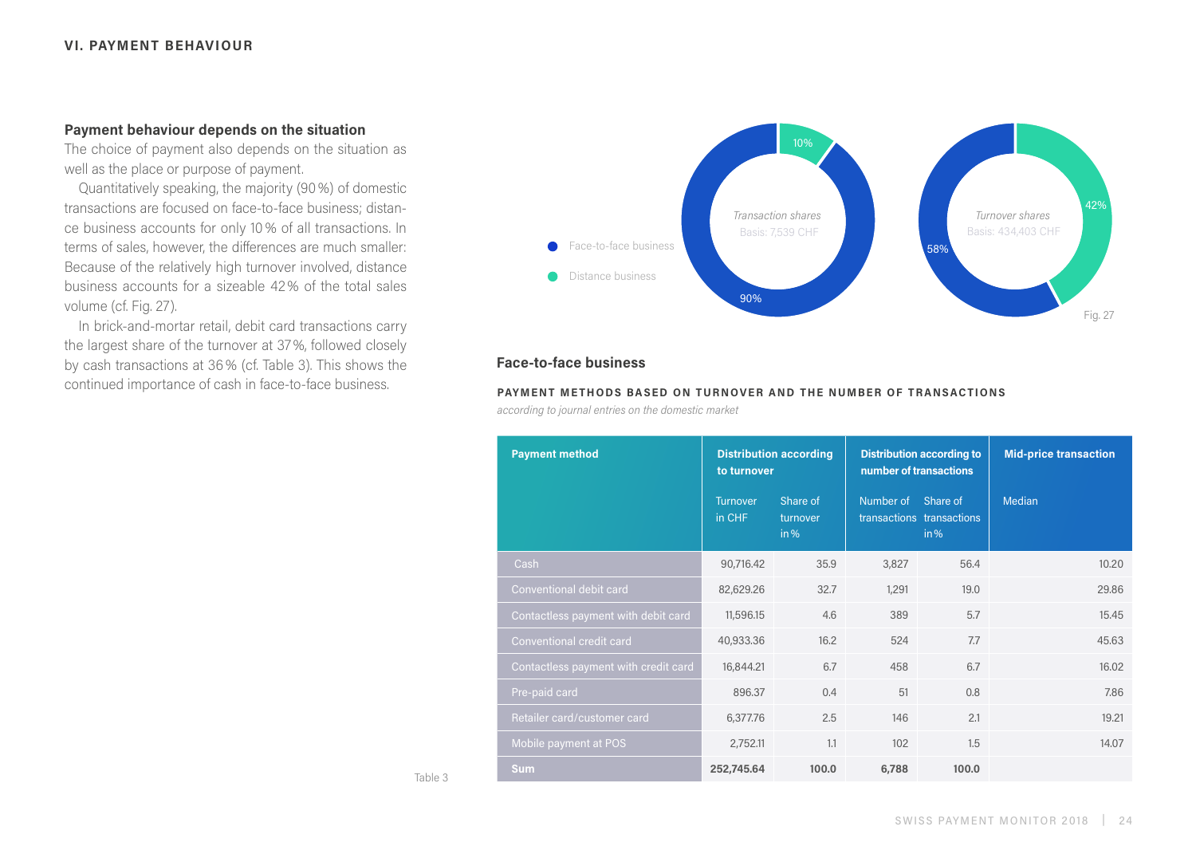## VI. PAYMENT BEHAVIOUR

### Payment behaviour depends on the situation

The choice of payment also depends on the situation as well as the place or purpose of payment.

Quantitatively speaking, the majority (90 %) of domestic transactions are focused on face-to-face business; distance business accounts for only 10 % of all transactions. In terms of sales, however, the differences are much smaller: Because of the relatively high turnover involved, distance business accounts for a sizeable 42 % of the total sales volume (cf. Fig. 27).

In brick-and-mortar retail, debit card transactions carry the largest share of the turnover at 37 %, followed closely by cash transactions at 36 % (cf. Table 3). This shows the continued importance of cash in face-to-face business.

- Face-to-face business
- Distance business

*Transaction shares*
Basis: 7,539 CHF

90% / 10%

*Turnover shares*
Basis: 434,403 CHF

58% / 42%

Fig. 27

### Face-to-face business

**PAYMENT METHODS BASED ON TURNOVER AND THE NUMBER OF TRANSACTIONS**

*according to journal entries on the domestic market*

| Payment method | Distribution according to turnover | | Distribution according to number of transactions | | Mid-price transaction |
|---|---|---|---|---|---|
| | Turnover in CHF | Share of turnover in % | Number of transactions | Share of transactions in % | Median |
| Cash | 90,716.42 | 35.9 | 3,827 | 56.4 | 10.20 |
| Conventional debit card | 82,629.26 | 32.7 | 1,291 | 19.0 | 29.86 |
| Contactless payment with debit card | 11,596.15 | 4.6 | 389 | 5.7 | 15.45 |
| Conventional credit card | 40,933.36 | 16.2 | 524 | 7.7 | 45.63 |
| Contactless payment with credit card | 16,844.21 | 6.7 | 458 | 6.7 | 16.02 |
| Pre-paid card | 896.37 | 0.4 | 51 | 0.8 | 7.86 |
| Retailer card/customer card | 6,377.76 | 2.5 | 146 | 2.1 | 19.21 |
| Mobile payment at POS | 2,752.11 | 1.1 | 102 | 1.5 | 14.07 |
| **Sum** | **252,745.64** | **100.0** | **6,788** | **100.0** | |

Table 3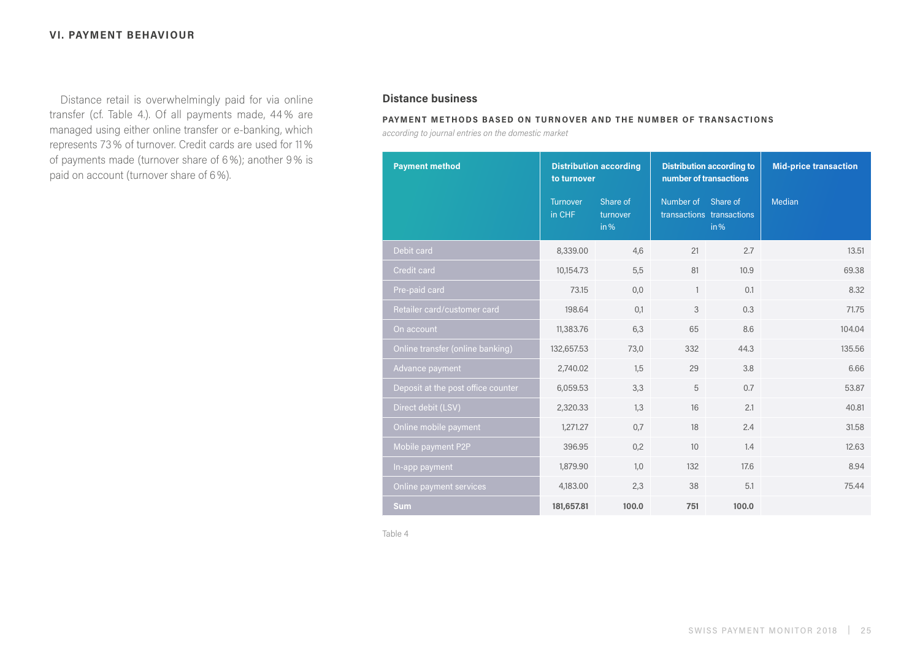## VI. PAYMENT BEHAVIOUR

Distance retail is overwhelmingly paid for via online transfer (cf. Table 4.). Of all payments made, 44 % are managed using either online transfer or e-banking, which represents 73 % of turnover. Credit cards are used for 11 % of payments made (turnover share of 6 %); another 9 % is paid on account (turnover share of 6 %).

### Distance business

**PAYMENT METHODS BASED ON TURNOVER AND THE NUMBER OF TRANSACTIONS**

*according to journal entries on the domestic market*

| Payment method | Distribution according to turnover | | Distribution according to number of transactions | | Mid-price transaction |
|---|---|---|---|---|---|
| | Turnover in CHF | Share of turnover in % | Number of transactions | Share of transactions in % | Median |
| Debit card | 8,339.00 | 4,6 | 21 | 2.7 | 13.51 |
| Credit card | 10,154.73 | 5,5 | 81 | 10.9 | 69.38 |
| Pre-paid card | 73.15 | 0,0 | 1 | 0.1 | 8.32 |
| Retailer card/customer card | 198.64 | 0,1 | 3 | 0.3 | 71.75 |
| On account | 11,383.76 | 6,3 | 65 | 8.6 | 104.04 |
| Online transfer (online banking) | 132,657.53 | 73,0 | 332 | 44.3 | 135.56 |
| Advance payment | 2,740.02 | 1,5 | 29 | 3.8 | 6.66 |
| Deposit at the post office counter | 6,059.53 | 3,3 | 5 | 0.7 | 53.87 |
| Direct debit (LSV) | 2,320.33 | 1,3 | 16 | 2.1 | 40.81 |
| Online mobile payment | 1,271.27 | 0,7 | 18 | 2.4 | 31.58 |
| Mobile payment P2P | 396.95 | 0,2 | 10 | 1.4 | 12.63 |
| In-app payment | 1,879.90 | 1,0 | 132 | 17.6 | 8.94 |
| Online payment services | 4,183.00 | 2,3 | 38 | 5.1 | 75.44 |
| **Sum** | **181,657.81** | **100.0** | **751** | **100.0** | |

Table 4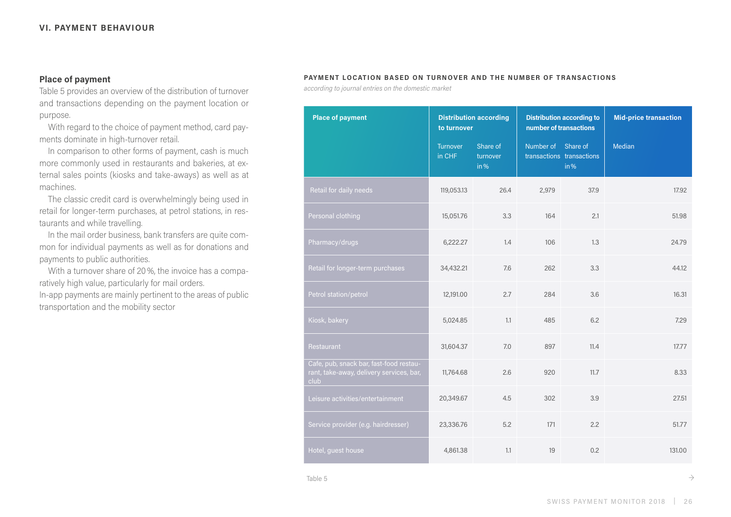## Place of payment

Table 5 provides an overview of the distribution of turnover and transactions depending on the payment location or purpose.

With regard to the choice of payment method, card payments dominate in high-turnover retail.

In comparison to other forms of payment, cash is much more commonly used in restaurants and bakeries, at external sales points (kiosks and take-aways) as well as at machines.

The classic credit card is overwhelmingly being used in retail for longer-term purchases, at petrol stations, in restaurants and while travelling.

In the mail order business, bank transfers are quite common for individual payments as well as for donations and payments to public authorities.

With a turnover share of 20 %, the invoice has a comparatively high value, particularly for mail orders.

In-app payments are mainly pertinent to the areas of public transportation and the mobility sector

**PAYMENT LOCATION BASED ON TURNOVER AND THE NUMBER OF TRANSACTIONS**

*according to journal entries on the domestic market*

| Place of payment | Distribution according to turnover | | Distribution according to number of transactions | | Mid-price transaction |
|---|---|---|---|---|---|
| | Turnover in CHF | Share of turnover in % | Number of transactions | Share of transactions in % | Median |
| Retail for daily needs | 119,053.13 | 26.4 | 2,979 | 37.9 | 17.92 |
| Personal clothing | 15,051.76 | 3.3 | 164 | 2.1 | 51.98 |
| Pharmacy/drugs | 6,222.27 | 1.4 | 106 | 1.3 | 24.79 |
| Retail for longer-term purchases | 34,432.21 | 7.6 | 262 | 3.3 | 44.12 |
| Petrol station/petrol | 12,191.00 | 2.7 | 284 | 3.6 | 16.31 |
| Kiosk, bakery | 5,024.85 | 1.1 | 485 | 6.2 | 7.29 |
| Restaurant | 31,604.37 | 7.0 | 897 | 11.4 | 17.77 |
| Cafe, pub, snack bar, fast-food restaurant, take-away, delivery services, bar, club | 11,764.68 | 2.6 | 920 | 11.7 | 8.33 |
| Leisure activities/entertainment | 20,349.67 | 4.5 | 302 | 3.9 | 27.51 |
| Service provider (e.g. hairdresser) | 23,336.76 | 5.2 | 171 | 2.2 | 51.77 |
| Hotel, guest house | 4,861.38 | 1.1 | 19 | 0.2 | 131.00 |

Table 5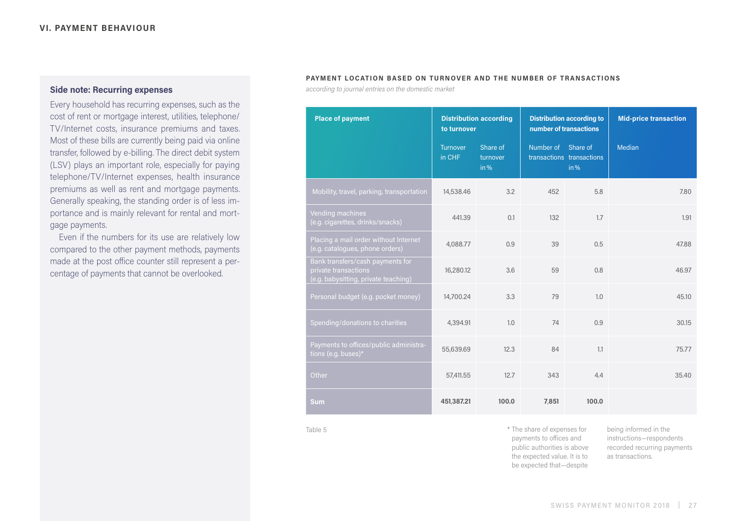## VI. PAYMENT BEHAVIOUR

### Side note: Recurring expenses

Every household has recurring expenses, such as the cost of rent or mortgage interest, utilities, telephone/TV/Internet costs, insurance premiums and taxes. Most of these bills are currently being paid via online transfer, followed by e-billing. The direct debit system (LSV) plays an important role, especially for paying telephone/TV/Internet expenses, health insurance premiums as well as rent and mortgage payments. Generally speaking, the standing order is of less importance and is mainly relevant for rental and mortgage payments.

Even if the numbers for its use are relatively low compared to the other payment methods, payments made at the post office counter still represent a percentage of payments that cannot be overlooked.

**PAYMENT LOCATION BASED ON TURNOVER AND THE NUMBER OF TRANSACTIONS**

*according to journal entries on the domestic market*

| Place of payment | Distribution according to turnover | | Distribution according to number of transactions | | Mid-price transaction |
|---|---|---|---|---|---|
| | Turnover in CHF | Share of turnover in % | Number of transactions | Share of transactions in % | Median |
| Mobility, travel, parking, transportation | 14,538.46 | 3.2 | 452 | 5.8 | 7.80 |
| Vending machines (e.g. cigarettes, drinks/snacks) | 441.39 | 0.1 | 132 | 1.7 | 1.91 |
| Placing a mail order without Internet (e.g. catalogues, phone orders) | 4,088.77 | 0.9 | 39 | 0.5 | 47.88 |
| Bank transfers/cash payments for private transactions (e.g. babysitting, private teaching) | 16,280.12 | 3.6 | 59 | 0.8 | 46.97 |
| Personal budget (e.g. pocket money) | 14,700.24 | 3.3 | 79 | 1.0 | 45.10 |
| Spending/donations to charities | 4,394.91 | 1.0 | 74 | 0.9 | 30.15 |
| Payments to offices/public administrations (e.g. buses)* | 55,639.69 | 12.3 | 84 | 1.1 | 75.77 |
| Other | 57,411.55 | 12.7 | 343 | 4.4 | 35.40 |
| **Sum** | **451,387.21** | **100.0** | **7,851** | **100.0** | |

Table 5

* The share of expenses for payments to offices and public authorities is above the expected value. It is to be expected that—despite being informed in the instructions—respondents recorded recurring payments as transactions.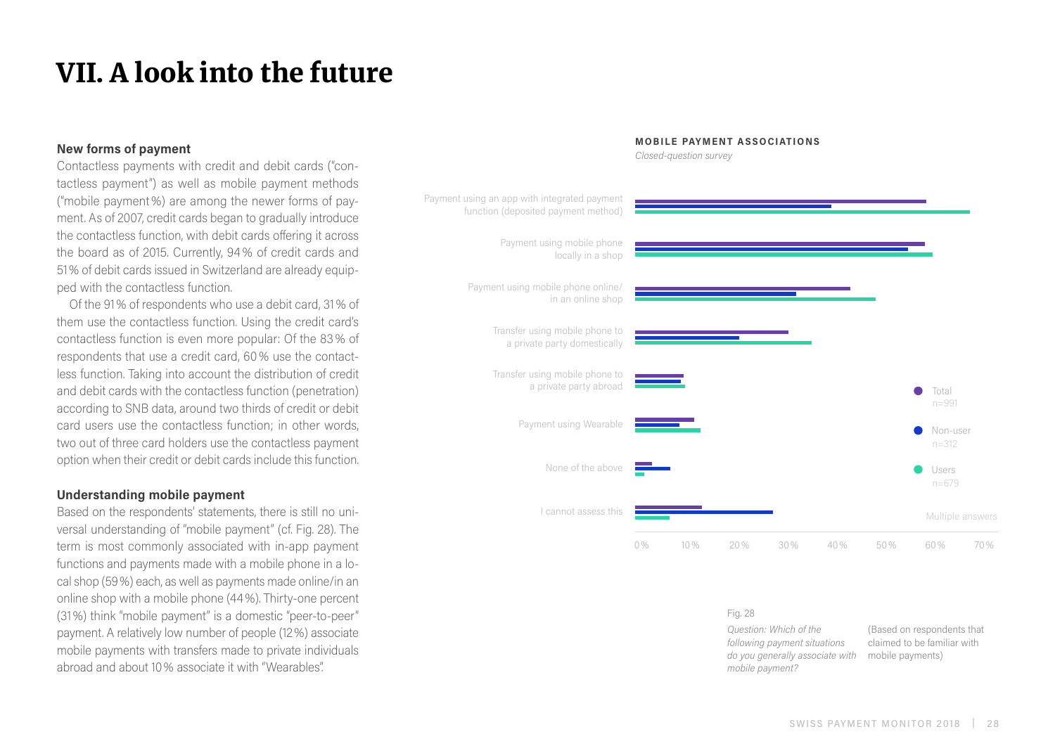# VII. A look into the future

### New forms of payment

Contactless payments with credit and debit cards ("contactless payment") as well as mobile payment methods ("mobile payment%) are among the newer forms of payment. As of 2007, credit cards began to gradually introduce the contactless function, with debit cards offering it across the board as of 2015. Currently, 94% of credit cards and 51% of debit cards issued in Switzerland are already equipped with the contactless function.

Of the 91% of respondents who use a debit card, 31% of them use the contactless function. Using the credit card's contactless function is even more popular: Of the 83% of respondents that use a credit card, 60% use the contactless function. Taking into account the distribution of credit and debit cards with the contactless function (penetration) according to SNB data, around two thirds of credit or debit card users use the contactless function; in other words, two out of three card holders use the contactless payment option when their credit or debit cards include this function.

### Understanding mobile payment

Based on the respondents' statements, there is still no universal understanding of "mobile payment" (cf. Fig. 28). The term is most commonly associated with in-app payment functions and payments made with a mobile phone in a local shop (59%) each, as well as payments made online/in an online shop with a mobile phone (44%). Thirty-one percent (31%) think "mobile payment" is a domestic "peer-to-peer" payment. A relatively low number of people (12%) associate mobile payments with transfers made to private individuals abroad and about 10% associate it with "Wearables".

**MOBILE PAYMENT ASSOCIATIONS**

*Closed-question survey*

Categories: Payment using an app with integrated payment function (deposited payment method); Payment using mobile phone locally in a shop; Payment using mobile phone online/ in an online shop; Transfer using mobile phone to a private party domestically; Transfer using mobile phone to a private party abroad; Payment using Wearable; None of the above; I cannot assess this

Legend: Total n=991; Non-user n=312; Users n=679

Multiple answers

Axis: 0% 10% 20% 30% 40% 50% 60% 70%

Fig. 28

*Question: Which of the following payment situations do you generally associate with mobile payment?*

(Based on respondents that claimed to be familiar with mobile payments)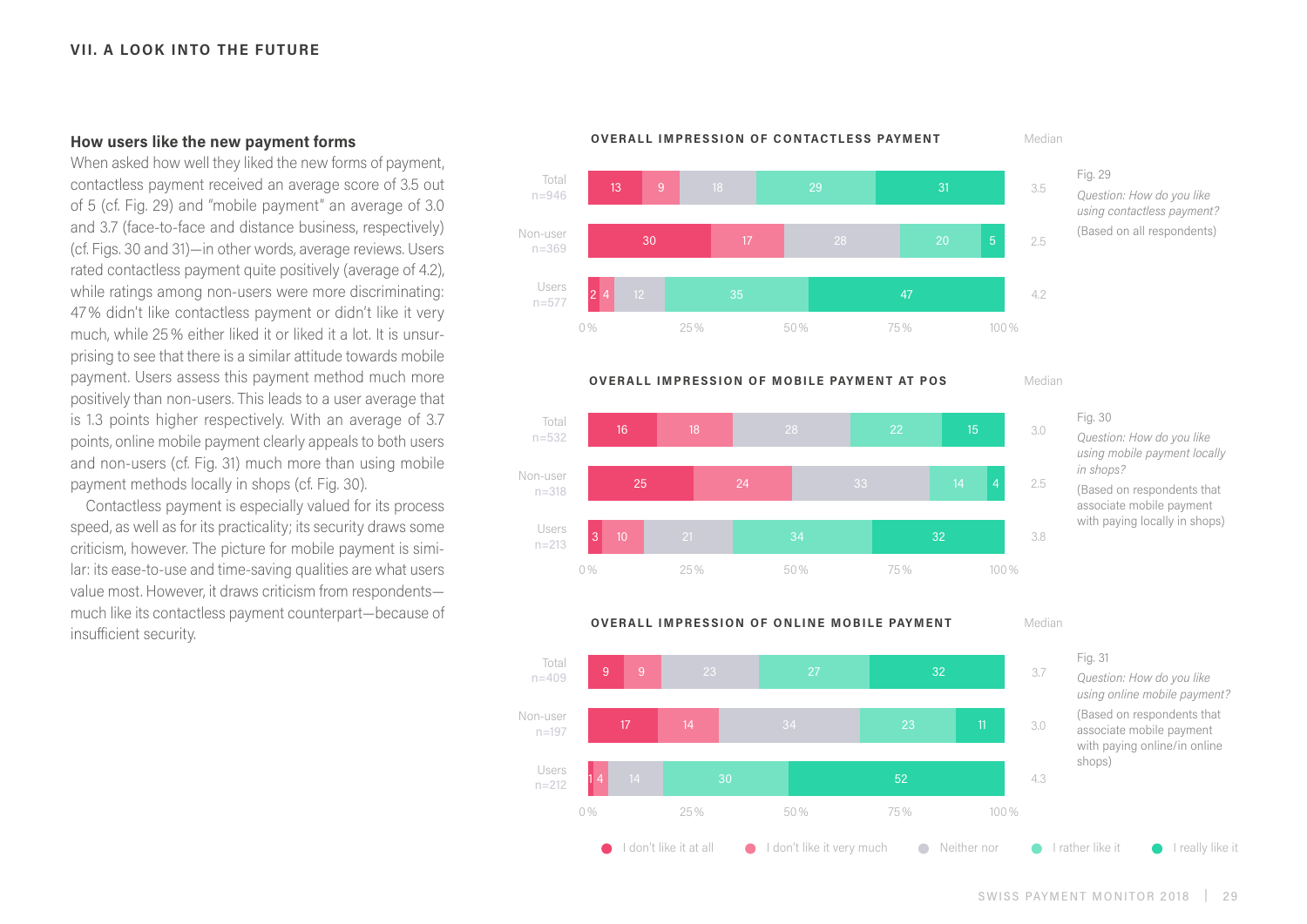## How users like the new payment forms

When asked how well they liked the new forms of payment, contactless payment received an average score of 3.5 out of 5 (cf. Fig. 29) and "mobile payment" an average of 3.0 and 3.7 (face-to-face and distance business, respectively) (cf. Figs. 30 and 31)—in other words, average reviews. Users rated contactless payment quite positively (average of 4.2), while ratings among non-users were more discriminating: 47 % didn't like contactless payment or didn't like it very much, while 25 % either liked it or liked it a lot. It is unsurprising to see that there is a similar attitude towards mobile payment. Users assess this payment method much more positively than non-users. This leads to a user average that is 1.3 points higher respectively. With an average of 3.7 points, online mobile payment clearly appeals to both users and non-users (cf. Fig. 31) much more than using mobile payment methods locally in shops (cf. Fig. 30).

Contactless payment is especially valued for its process speed, as well as for its practicality; its security draws some criticism, however. The picture for mobile payment is similar: its ease-to-use and time-saving qualities are what users value most. However, it draws criticism from respondents—much like its contactless payment counterpart—because of insufficient security.

**OVERALL IMPRESSION OF CONTACTLESS PAYMENT**

| | I don't like it at all | I don't like it very much | Neither nor | I rather like it | I really like it | Median |
|---|---|---|---|---|---|---|
| Total n=946 | 13 | 9 | 18 | 29 | 31 | 3.5 |
| Non-user n=369 | 30 | 17 | 28 | 20 | 5 | 2.5 |
| Users n=577 | 2 | 4 | 12 | 35 | 47 | 4.2 |

Fig. 29
*Question: How do you like using contactless payment?*
(Based on all respondents)

**OVERALL IMPRESSION OF MOBILE PAYMENT AT POS**

| | I don't like it at all | I don't like it very much | Neither nor | I rather like it | I really like it | Median |
|---|---|---|---|---|---|---|
| Total n=532 | 16 | 18 | 28 | 22 | 15 | 3.0 |
| Non-user n=318 | 25 | 24 | 33 | 14 | 4 | 2.5 |
| Users n=213 | 3 | 10 | 21 | 34 | 32 | 3.8 |

Fig. 30
*Question: How do you like using mobile payment locally in shops?*
(Based on respondents that associate mobile payment with paying locally in shops)

**OVERALL IMPRESSION OF ONLINE MOBILE PAYMENT**

| | I don't like it at all | I don't like it very much | Neither nor | I rather like it | I really like it | Median |
|---|---|---|---|---|---|---|
| Total n=409 | 9 | 9 | 23 | 27 | 32 | 3.7 |
| Non-user n=197 | 17 | 14 | 34 | 23 | 11 | 3.0 |
| Users n=212 | 1 | 4 | 14 | 30 | 52 | 4.3 |

Fig. 31
*Question: How do you like using online mobile payment?*
(Based on respondents that associate mobile payment with paying online/in online shops)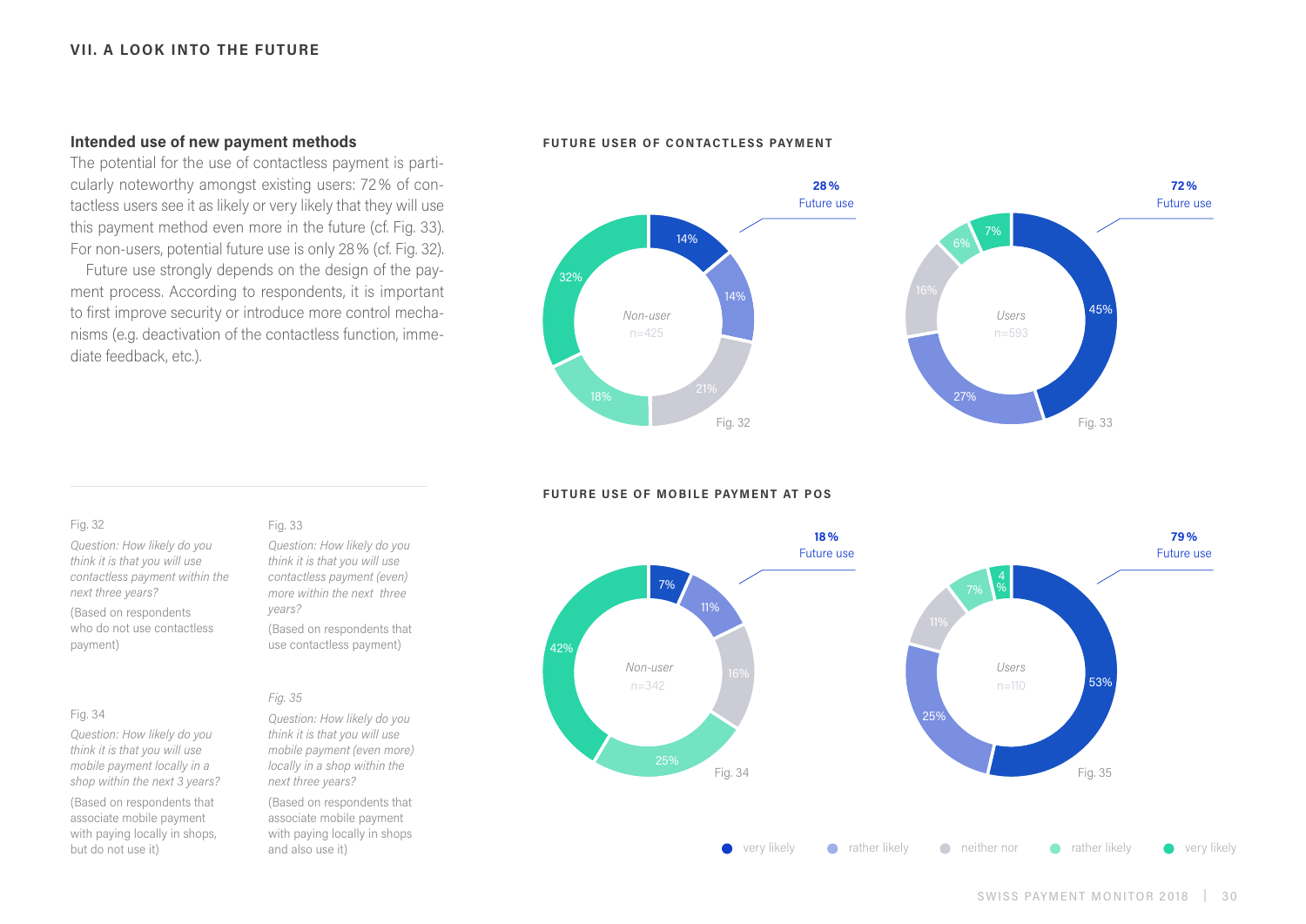## VII. A LOOK INTO THE FUTURE

### Intended use of new payment methods

The potential for the use of contactless payment is particularly noteworthy amongst existing users: 72% of contactless users see it as likely or very likely that they will use this payment method even more in the future (cf. Fig. 33). For non-users, potential future use is only 28% (cf. Fig. 32).

Future use strongly depends on the design of the payment process. According to respondents, it is important to first improve security or introduce more control mechanisms (e.g. deactivation of the contactless function, immediate feedback, etc.).

**FUTURE USER OF CONTACTLESS PAYMENT**

Fig. 32 – Non-user, n=425 – **28% Future use**

| very likely | rather likely | neither nor | rather likely | very likely |
|---|---|---|---|---|
| 14% | 14% | 21% | 18% | 32% |

Fig. 33 – Users, n=593 – **72% Future use**

| very likely | rather likely | neither nor | rather likely | very likely |
|---|---|---|---|---|
| 45% | 27% | 16% | 6% | 7% |

**FUTURE USE OF MOBILE PAYMENT AT POS**

Fig. 34 – Non-user, n=342 – **18% Future use**

| very likely | rather likely | neither nor | rather likely | very likely |
|---|---|---|---|---|
| 7% | 11% | 16% | 25% | 42% |

Fig. 35 – Users, n=110 – **79% Future use**

| very likely | rather likely | neither nor | rather likely | very likely |
|---|---|---|---|---|
| 53% | 25% | 11% | 7% | 4% |

Fig. 32

*Question: How likely do you think it is that you will use contactless payment within the next three years?*

(Based on respondents who do not use contactless payment)

Fig. 33

*Question: How likely do you think it is that you will use contactless payment (even) more within the next three years?*

(Based on respondents that use contactless payment)

Fig. 34

*Question: How likely do you think it is that you will use mobile payment locally in a shop within the next 3 years?*

(Based on respondents that associate mobile payment with paying locally in shops, but do not use it)

*Fig. 35*

*Question: How likely do you think it is that you will use mobile payment (even more) locally in a shop within the next three years?*

(Based on respondents that associate mobile payment with paying locally in shops and also use it)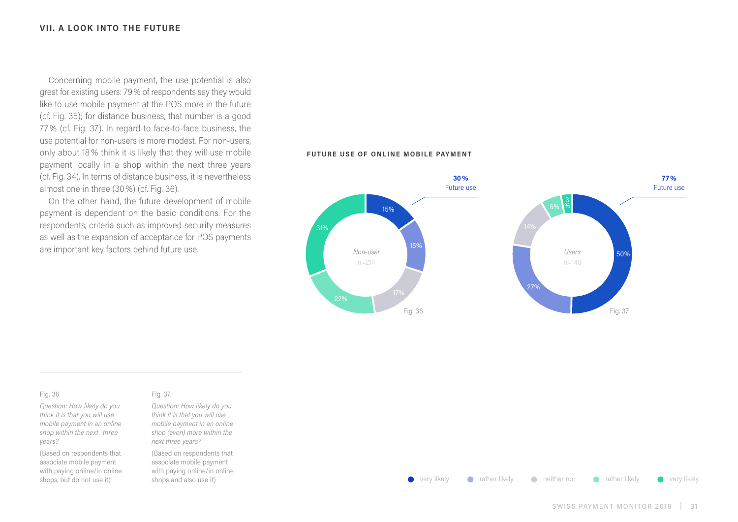## VII. A LOOK INTO THE FUTURE

Concerning mobile payment, the use potential is also great for existing users: 79 % of respondents say they would like to use mobile payment at the POS more in the future (cf. Fig. 35); for distance business, that number is a good 77 % (cf. Fig. 37). In regard to face-to-face business, the use potential for non-users is more modest. For non-users, only about 18 % think it is likely that they will use mobile payment locally in a shop within the next three years (cf. Fig. 34). In terms of distance business, it is nevertheless almost one in three (30 %) (cf. Fig. 36).

On the other hand, the future development of mobile payment is dependent on the basic conditions. For the respondents, criteria such as improved security measures as well as the expansion of acceptance for POS payments are important key factors behind future use.

**FUTURE USE OF ONLINE MOBILE PAYMENT**

Fig. 36 — Non-user (n=214) — **30 %** Future use

| very likely | rather likely | neither nor | rather likely | very likely |
|---|---|---|---|---|
| 15% | 15% | 17% | 22% | 31% |

Fig. 37 — Users (n=148) — **77 %** Future use

| very likely | rather likely | neither nor | rather likely | very likely |
|---|---|---|---|---|
| 50% | 27% | 14% | 6% | 3% |

Fig. 36

*Question: How likely do you think it is that you will use mobile payment in an online shop within the next three years?*

(Based on respondents that associate mobile payment with paying online/in online shops, but do not use it)

Fig. 37

*Question: How likely do you think it is that you will use mobile payment in an online shop (even) more within the next three years?*

(Based on respondents that associate mobile payment with paying online/in online shops and also use it)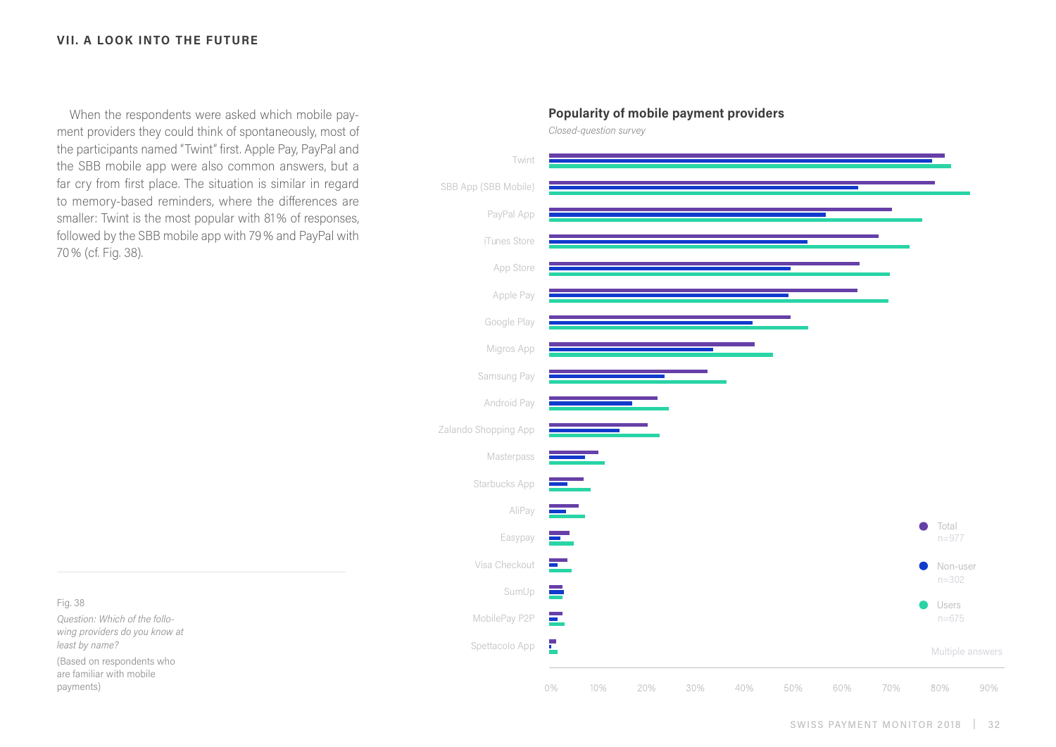## VII. A LOOK INTO THE FUTURE

When the respondents were asked which mobile payment providers they could think of spontaneously, most of the participants named "Twint" first. Apple Pay, PayPal and the SBB mobile app were also common answers, but a far cry from first place. The situation is similar in regard to memory-based reminders, where the differences are smaller: Twint is the most popular with 81% of responses, followed by the SBB mobile app with 79% and PayPal with 70% (cf. Fig. 38).

**Popularity of mobile payment providers**

*Closed-question survey*

Twint
SBB App (SBB Mobile)
PayPal App
iTunes Store
App Store
Apple Pay
Google Play
Migros App
Samsung Pay
Android Pay
Zalando Shopping App
Masterpass
Starbucks App
AliPay
Easypay
Visa Checkout
SumUp
MobilePay P2P
Spettacolo App

0% 10% 20% 30% 40% 50% 60% 70% 80% 90%

Total n=977
Non-user n=302
Users n=675

Multiple answers

Fig. 38

*Question: Which of the following providers do you know at least by name?*

(Based on respondents who are familiar with mobile payments)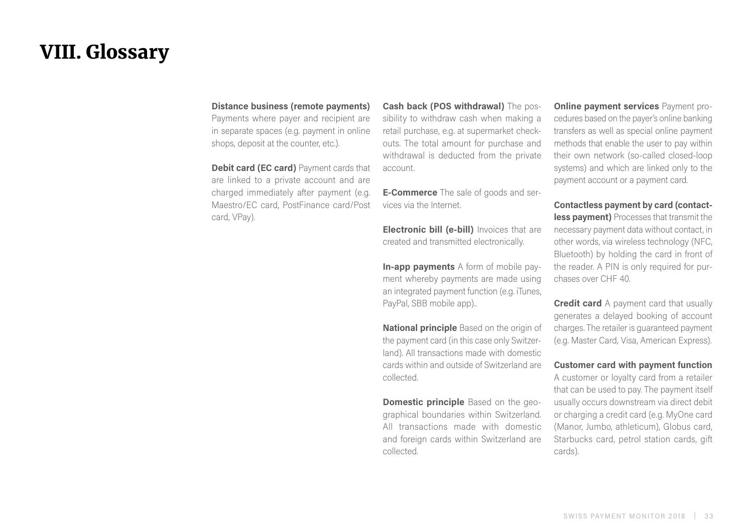# VIII. Glossary

**Distance business (remote payments)** Payments where payer and recipient are in separate spaces (e.g. payment in online shops, deposit at the counter, etc.).

**Debit card (EC card)** Payment cards that are linked to a private account and are charged immediately after payment (e.g. Maestro/EC card, PostFinance card/Post card, VPay).

**Cash back (POS withdrawal)** The possibility to withdraw cash when making a retail purchase, e.g. at supermarket checkouts. The total amount for purchase and withdrawal is deducted from the private account.

**E-Commerce** The sale of goods and services via the Internet.

**Electronic bill (e-bill)** Invoices that are created and transmitted electronically.

**In-app payments** A form of mobile payment whereby payments are made using an integrated payment function (e.g. iTunes, PayPal, SBB mobile app)..

**National principle** Based on the origin of the payment card (in this case only Switzerland). All transactions made with domestic cards within and outside of Switzerland are collected.

**Domestic principle** Based on the geographical boundaries within Switzerland. All transactions made with domestic and foreign cards within Switzerland are collected.

**Online payment services** Payment procedures based on the payer's online banking transfers as well as special online payment methods that enable the user to pay within their own network (so-called closed-loop systems) and which are linked only to the payment account or a payment card.

**Contactless payment by card (contactless payment)** Processes that transmit the necessary payment data without contact, in other words, via wireless technology (NFC, Bluetooth) by holding the card in front of the reader. A PIN is only required for purchases over CHF 40.

**Credit card** A payment card that usually generates a delayed booking of account charges. The retailer is guaranteed payment (e.g. Master Card, Visa, American Express).

**Customer card with payment function** A customer or loyalty card from a retailer that can be used to pay. The payment itself usually occurs downstream via direct debit or charging a credit card (e.g. MyOne card (Manor, Jumbo, athleticum), Globus card, Starbucks card, petrol station cards, gift cards).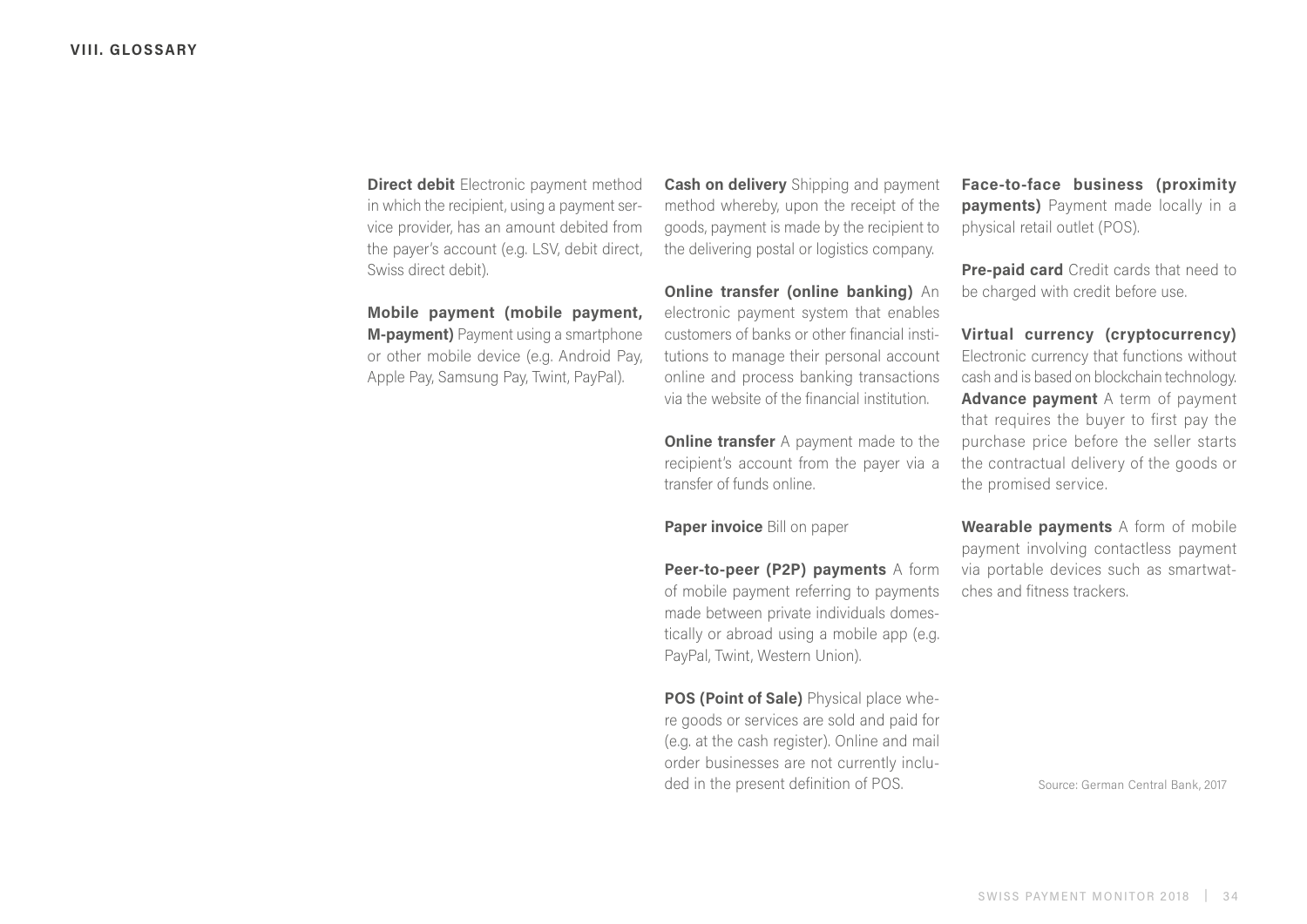## VIII. GLOSSARY

**Direct debit** Electronic payment method in which the recipient, using a payment service provider, has an amount debited from the payer's account (e.g. LSV, debit direct, Swiss direct debit).

**Mobile payment (mobile payment, M-payment)** Payment using a smartphone or other mobile device (e.g. Android Pay, Apple Pay, Samsung Pay, Twint, PayPal).

**Cash on delivery** Shipping and payment method whereby, upon the receipt of the goods, payment is made by the recipient to the delivering postal or logistics company.

**Online transfer (online banking)** An electronic payment system that enables customers of banks or other financial institutions to manage their personal account online and process banking transactions via the website of the financial institution.

**Online transfer** A payment made to the recipient's account from the payer via a transfer of funds online.

**Paper invoice** Bill on paper

**Peer-to-peer (P2P) payments** A form of mobile payment referring to payments made between private individuals domestically or abroad using a mobile app (e.g. PayPal, Twint, Western Union).

**POS (Point of Sale)** Physical place where goods or services are sold and paid for (e.g. at the cash register). Online and mail order businesses are not currently included in the present definition of POS.

**Face-to-face business (proximity payments)** Payment made locally in a physical retail outlet (POS).

**Pre-paid card** Credit cards that need to be charged with credit before use.

**Virtual currency (cryptocurrency)** Electronic currency that functions without cash and is based on blockchain technology.

**Advance payment** A term of payment that requires the buyer to first pay the purchase price before the seller starts the contractual delivery of the goods or the promised service.

**Wearable payments** A form of mobile payment involving contactless payment via portable devices such as smartwatches and fitness trackers.

Source: German Central Bank, 2017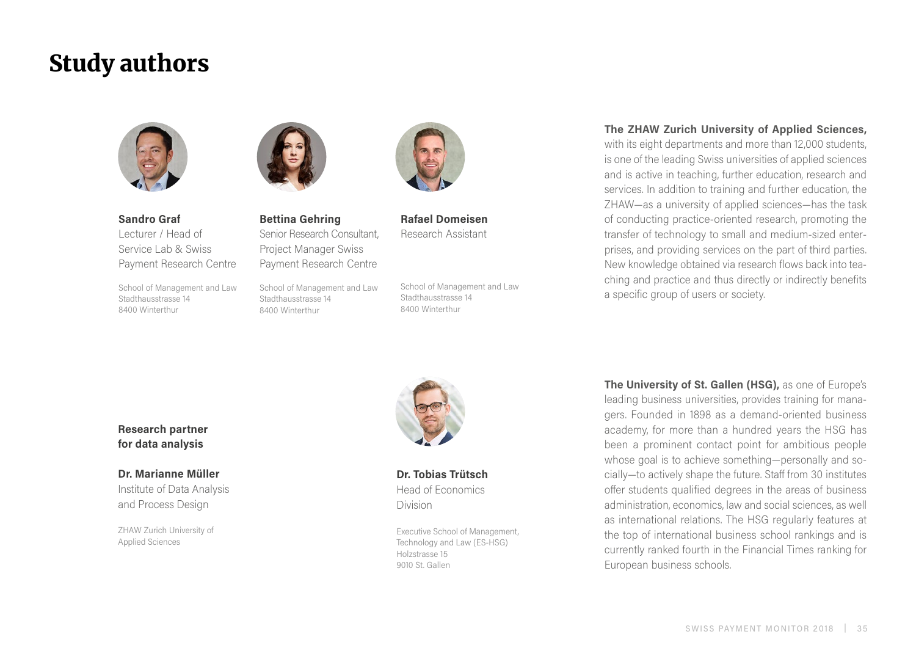# Study authors

**Sandro Graf**
Lecturer / Head of Service Lab & Swiss Payment Research Centre

School of Management and Law
Stadthausstrasse 14
8400 Winterthur

**Bettina Gehring**
Senior Research Consultant, Project Manager Swiss Payment Research Centre

School of Management and Law
Stadthausstrasse 14
8400 Winterthur

**Rafael Domeisen**
Research Assistant

School of Management and Law
Stadthausstrasse 14
8400 Winterthur

**The ZHAW Zurich University of Applied Sciences,** with its eight departments and more than 12,000 students, is one of the leading Swiss universities of applied sciences and is active in teaching, further education, research and services. In addition to training and further education, the ZHAW—as a university of applied sciences—has the task of conducting practice-oriented research, promoting the transfer of technology to small and medium-sized enterprises, and providing services on the part of third parties. New knowledge obtained via research flows back into teaching and practice and thus directly or indirectly benefits a specific group of users or society.

**Research partner for data analysis**

**Dr. Marianne Müller**
Institute of Data Analysis and Process Design

ZHAW Zurich University of Applied Sciences

**Dr. Tobias Trütsch**
Head of Economics Division

Executive School of Management, Technology and Law (ES-HSG)
Holzstrasse 15
9010 St. Gallen

**The University of St. Gallen (HSG),** as one of Europe's leading business universities, provides training for managers. Founded in 1898 as a demand-oriented business academy, for more than a hundred years the HSG has been a prominent contact point for ambitious people whose goal is to achieve something—personally and socially—to actively shape the future. Staff from 30 institutes offer students qualified degrees in the areas of business administration, economics, law and social sciences, as well as international relations. The HSG regularly features at the top of international business school rankings and is currently ranked fourth in the Financial Times ranking for European business schools.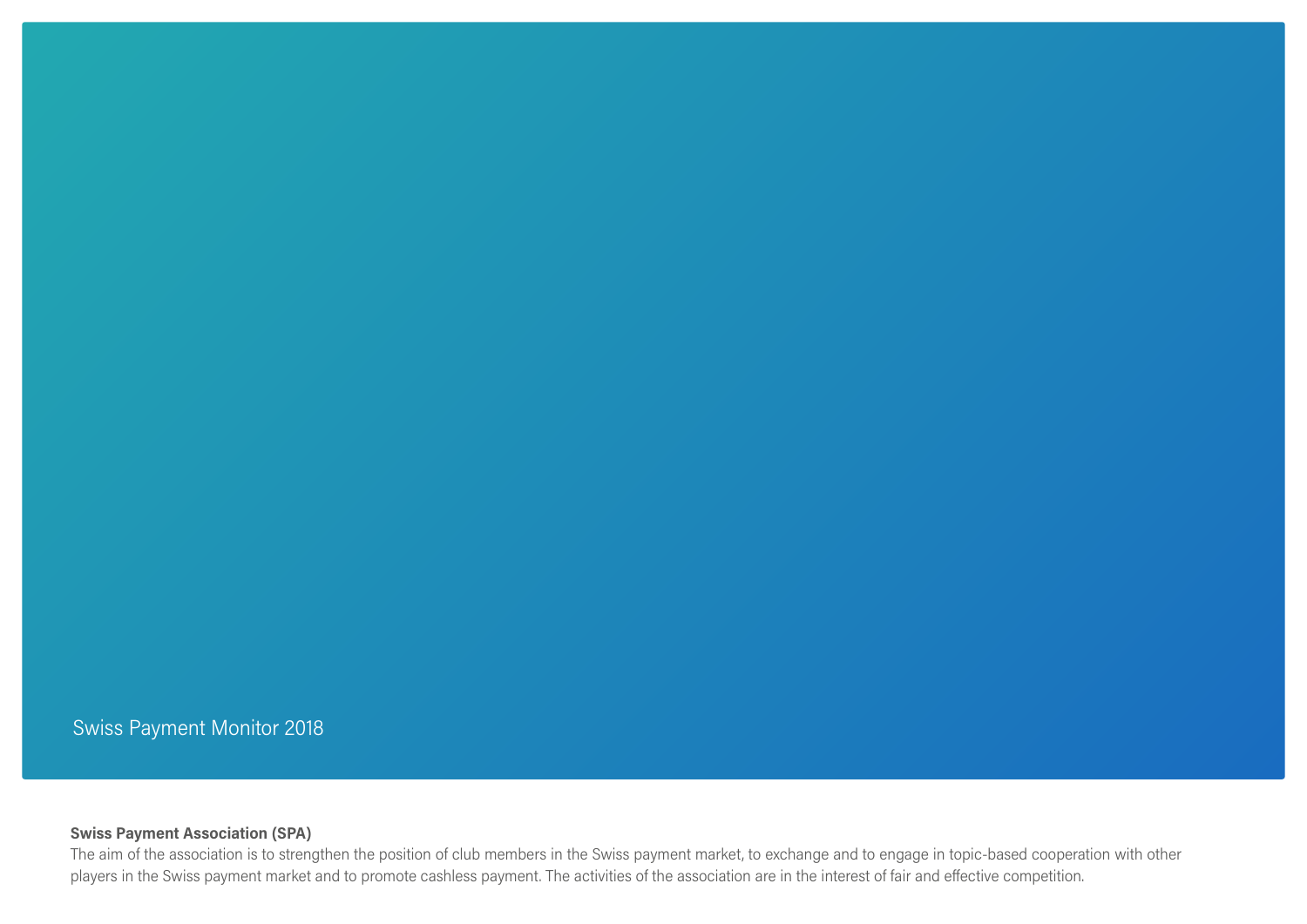Swiss Payment Monitor 2018

**Swiss Payment Association (SPA)**

The aim of the association is to strengthen the position of club members in the Swiss payment market, to exchange and to engage in topic-based cooperation with other players in the Swiss payment market and to promote cashless payment. The activities of the association are in the interest of fair and effective competition.